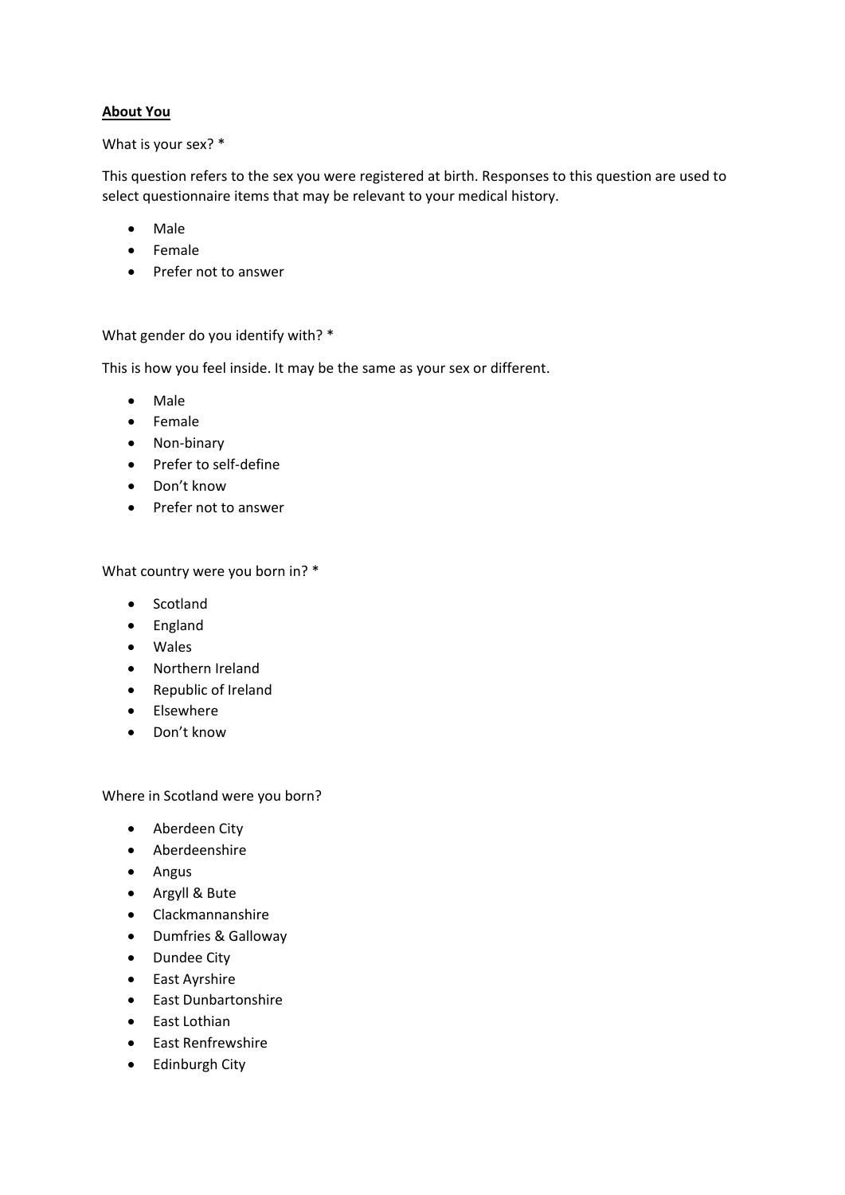**About You**

What is your sex? *

This question refers to the sex you were registered at birth. Responses to this question are used to select questionnaire items that may be relevant to your medical history.

- Male
- Female
- Prefer not to answer

What gender do you identify with? *

This is how you feel inside. It may be the same as your sex or different.

- Male
- Female
- Non-binary
- Prefer to self-define
- Don't know
- Prefer not to answer

What country were you born in? *

- Scotland
- England
- Wales
- Northern Ireland
- Republic of Ireland
- Elsewhere
- Don't know

Where in Scotland were you born?

- Aberdeen City
- Aberdeenshire
- Angus
- Argyll & Bute
- Clackmannanshire
- Dumfries & Galloway
- Dundee City
- East Ayrshire
- East Dunbartonshire
- East Lothian
- East Renfrewshire
- Edinburgh City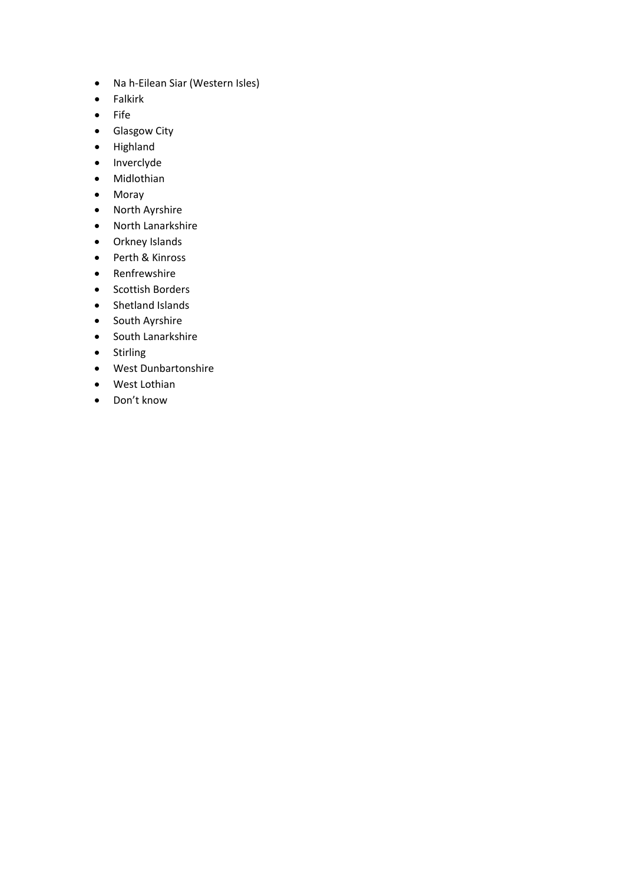- Na h-Eilean Siar (Western Isles)
- Falkirk
- Fife
- Glasgow City
- Highland
- Inverclyde
- Midlothian
- Moray
- North Ayrshire
- North Lanarkshire
- Orkney Islands
- Perth & Kinross
- Renfrewshire
- Scottish Borders
- Shetland Islands
- South Ayrshire
- South Lanarkshire
- Stirling
- West Dunbartonshire
- West Lothian
- Don't know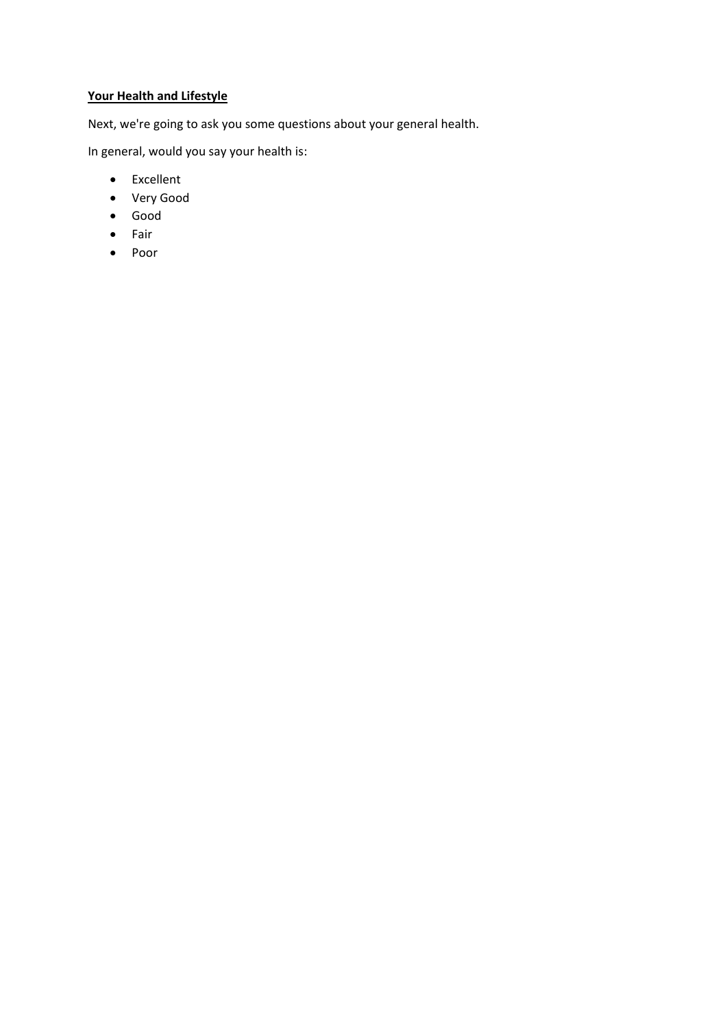**<u>Your Health and Lifestyle</u>**

Next, we're going to ask you some questions about your general health.

In general, would you say your health is:

- Excellent
- Very Good
- Good
- Fair
- Poor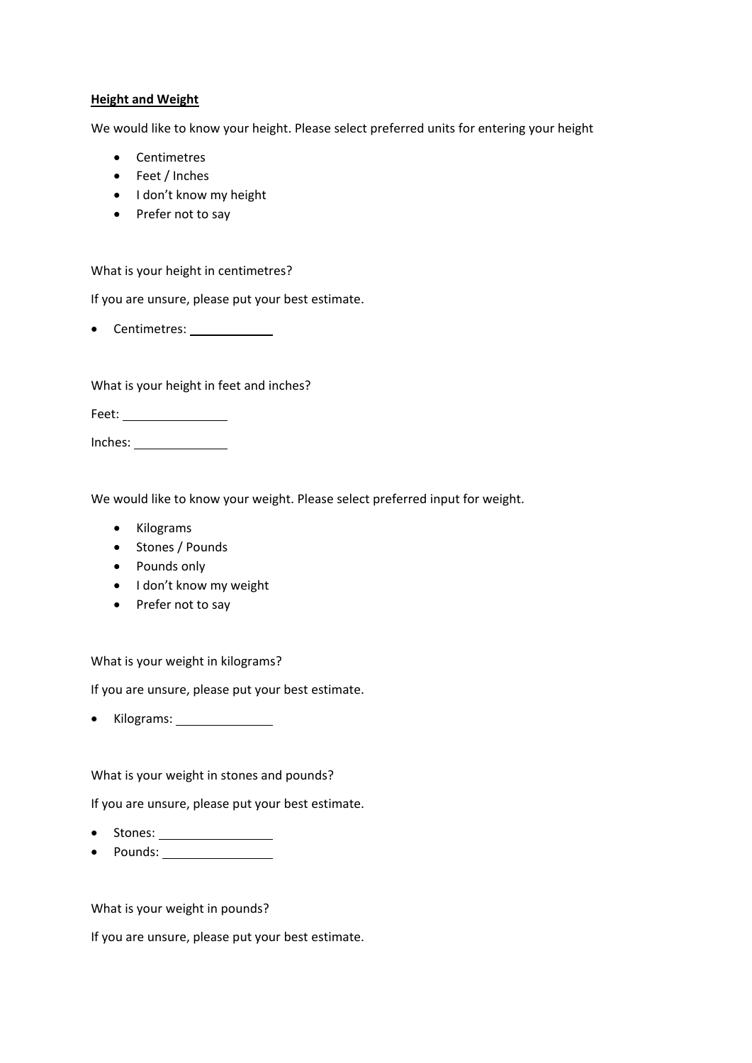**<u>Height and Weight</u>**

We would like to know your height. Please select preferred units for entering your height

- Centimetres
- Feet / Inches
- I don't know my height
- Prefer not to say

What is your height in centimetres?

If you are unsure, please put your best estimate.

- Centimetres: ____________

What is your height in feet and inches?

Feet: ______________

Inches: ____________

We would like to know your weight. Please select preferred input for weight.

- Kilograms
- Stones / Pounds
- Pounds only
- I don't know my weight
- Prefer not to say

What is your weight in kilograms?

If you are unsure, please put your best estimate.

- Kilograms: ____________

What is your weight in stones and pounds?

If you are unsure, please put your best estimate.

- Stones: _______________
- Pounds: _______________

What is your weight in pounds?

If you are unsure, please put your best estimate.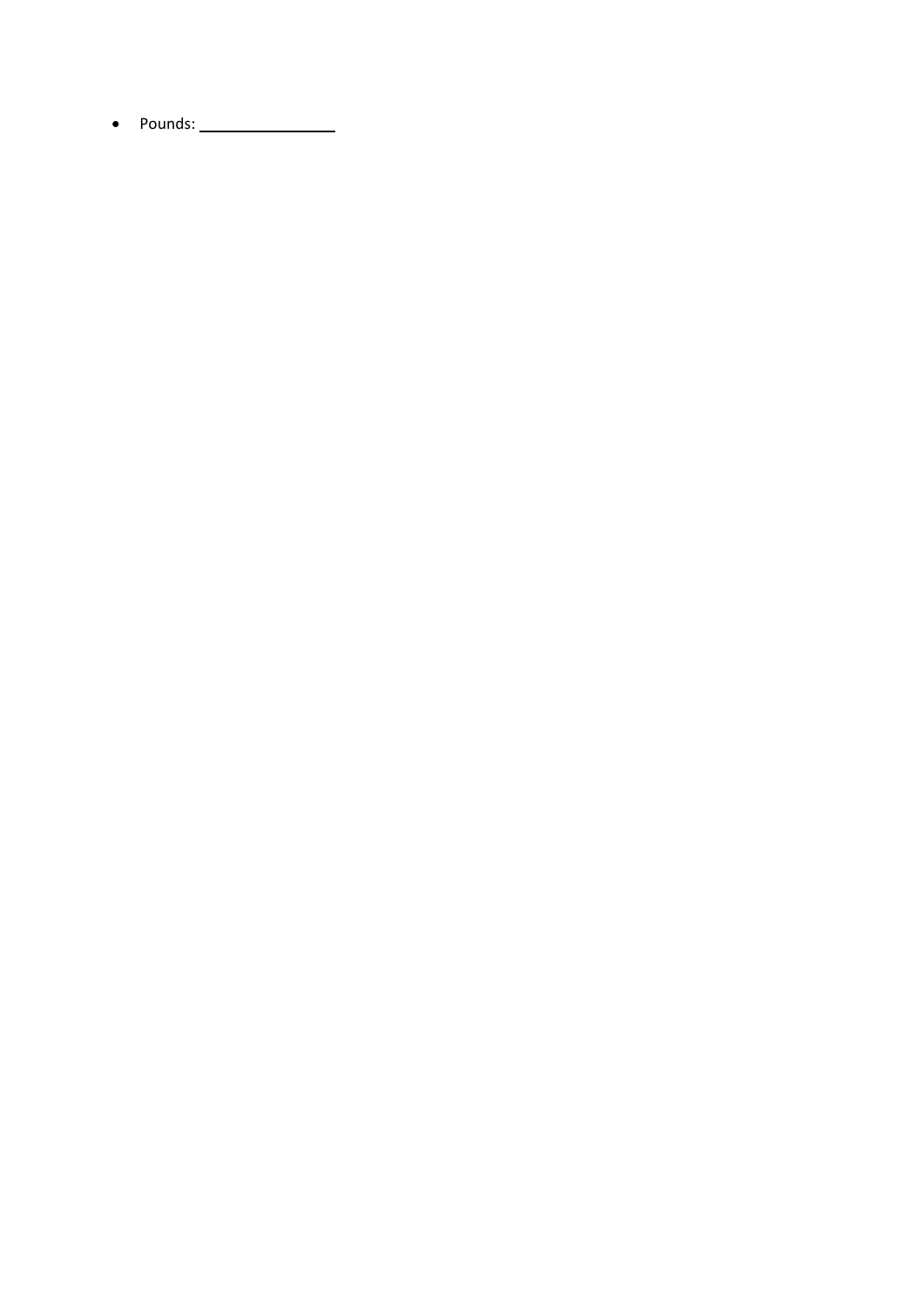- Pounds: ________________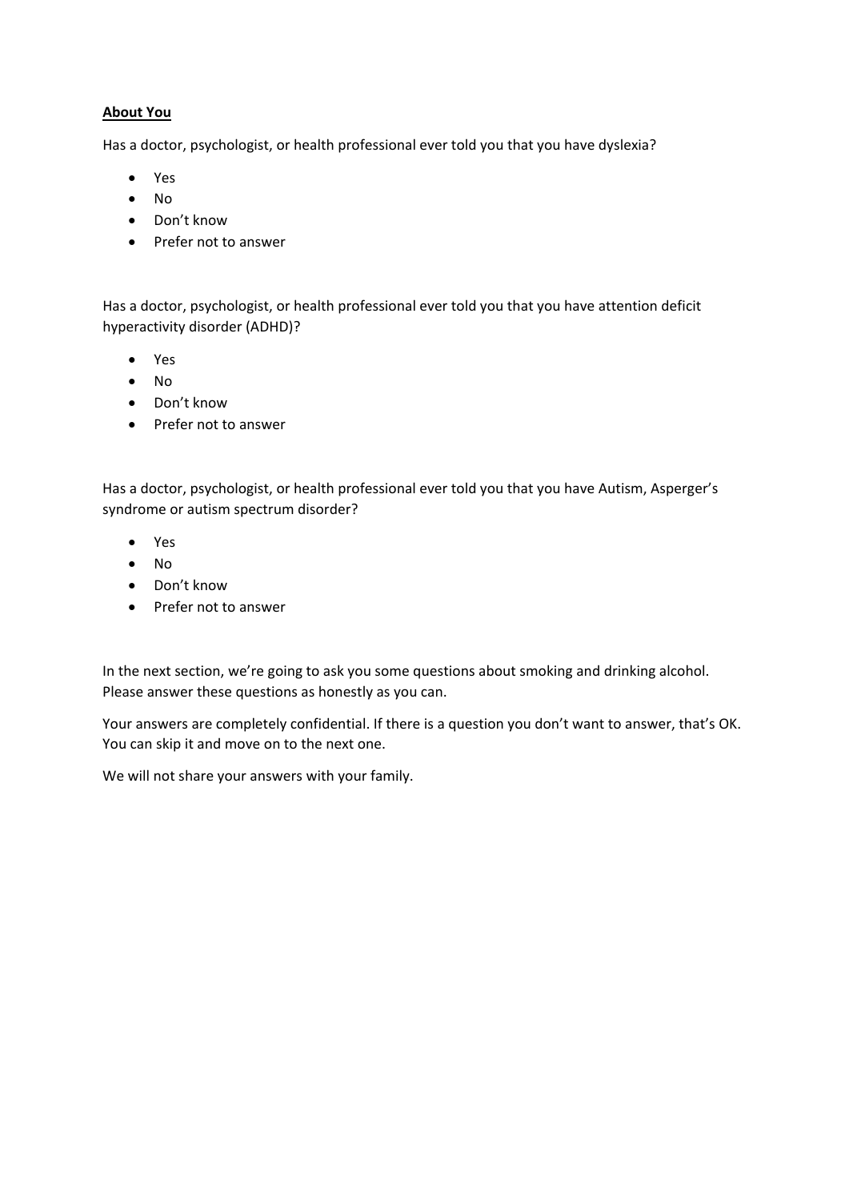**About You**

Has a doctor, psychologist, or health professional ever told you that you have dyslexia?

- Yes
- No
- Don't know
- Prefer not to answer

Has a doctor, psychologist, or health professional ever told you that you have attention deficit hyperactivity disorder (ADHD)?

- Yes
- No
- Don't know
- Prefer not to answer

Has a doctor, psychologist, or health professional ever told you that you have Autism, Asperger's syndrome or autism spectrum disorder?

- Yes
- No
- Don't know
- Prefer not to answer

In the next section, we're going to ask you some questions about smoking and drinking alcohol. Please answer these questions as honestly as you can.

Your answers are completely confidential. If there is a question you don't want to answer, that's OK. You can skip it and move on to the next one.

We will not share your answers with your family.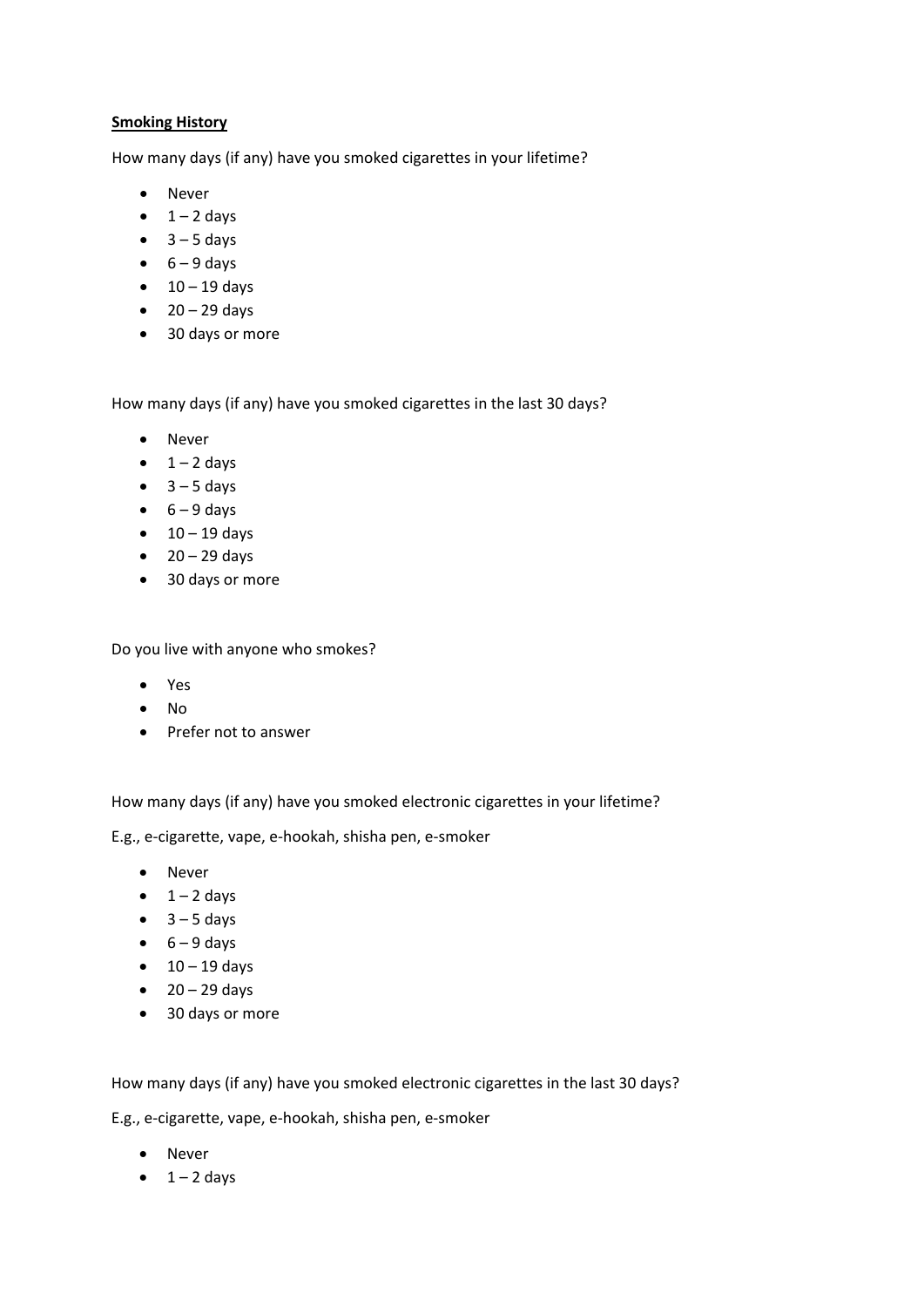**Smoking History**

How many days (if any) have you smoked cigarettes in your lifetime?

- Never
- 1 – 2 days
- 3 – 5 days
- 6 – 9 days
- 10 – 19 days
- 20 – 29 days
- 30 days or more

How many days (if any) have you smoked cigarettes in the last 30 days?

- Never
- 1 – 2 days
- 3 – 5 days
- 6 – 9 days
- 10 – 19 days
- 20 – 29 days
- 30 days or more

Do you live with anyone who smokes?

- Yes
- No
- Prefer not to answer

How many days (if any) have you smoked electronic cigarettes in your lifetime?

E.g., e-cigarette, vape, e-hookah, shisha pen, e-smoker

- Never
- 1 – 2 days
- 3 – 5 days
- 6 – 9 days
- 10 – 19 days
- 20 – 29 days
- 30 days or more

How many days (if any) have you smoked electronic cigarettes in the last 30 days?

E.g., e-cigarette, vape, e-hookah, shisha pen, e-smoker

- Never
- 1 – 2 days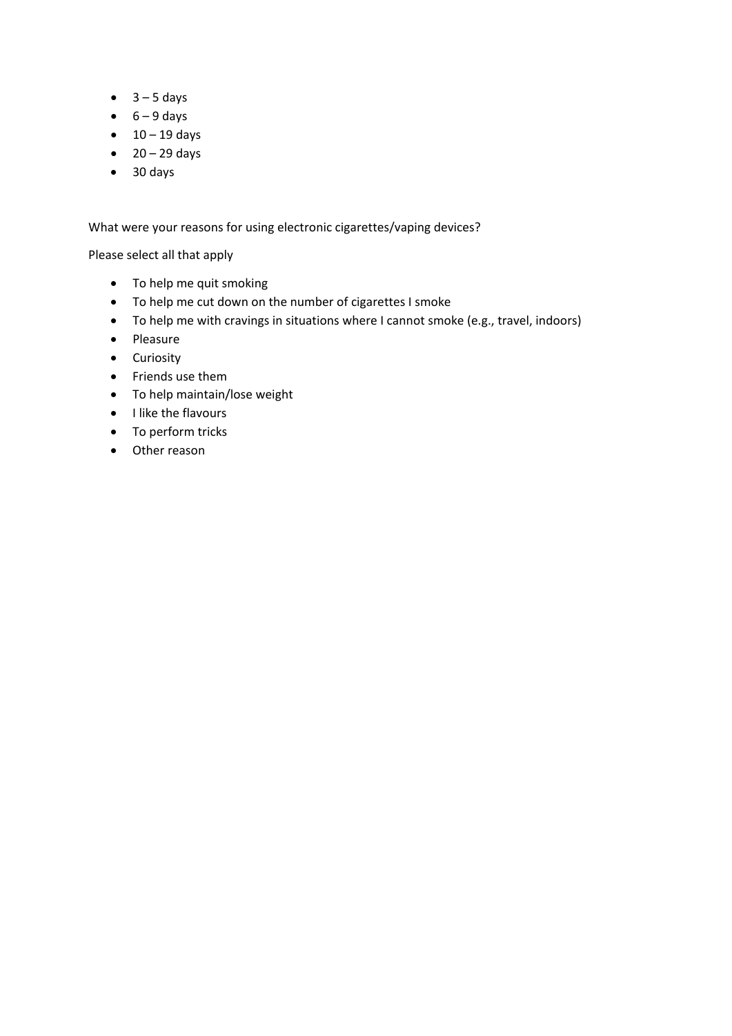- 3 – 5 days
- 6 – 9 days
- 10 – 19 days
- 20 – 29 days
- 30 days

What were your reasons for using electronic cigarettes/vaping devices?

Please select all that apply

- To help me quit smoking
- To help me cut down on the number of cigarettes I smoke
- To help me with cravings in situations where I cannot smoke (e.g., travel, indoors)
- Pleasure
- Curiosity
- Friends use them
- To help maintain/lose weight
- I like the flavours
- To perform tricks
- Other reason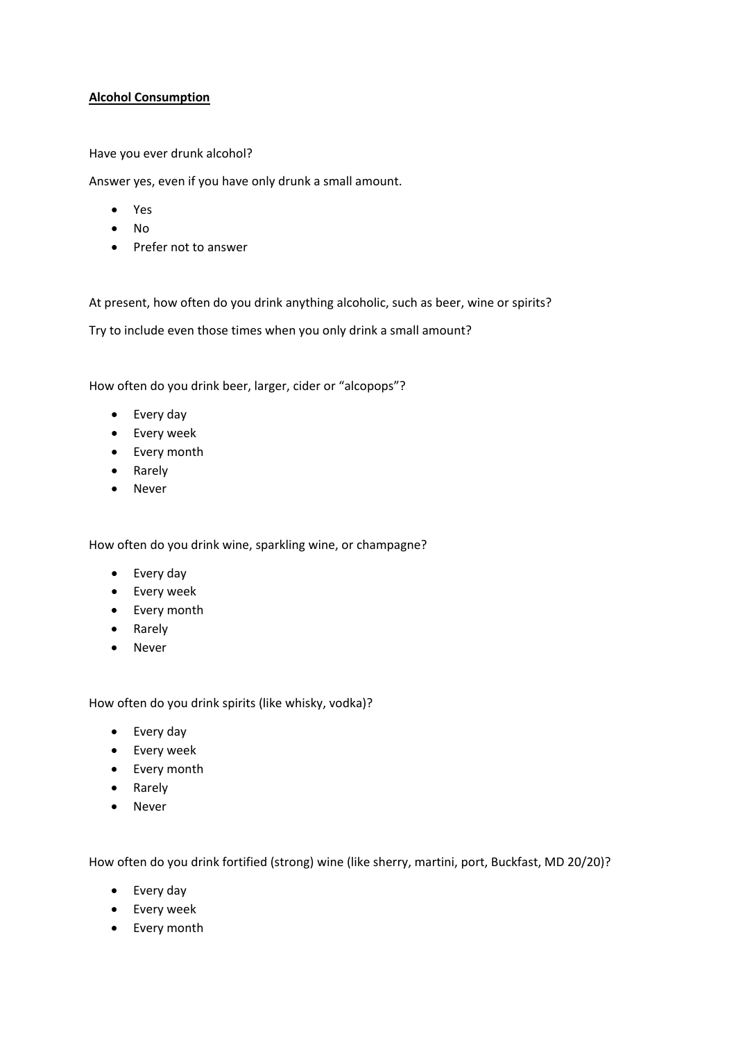**Alcohol Consumption**

Have you ever drunk alcohol?

Answer yes, even if you have only drunk a small amount.

- Yes
- No
- Prefer not to answer

At present, how often do you drink anything alcoholic, such as beer, wine or spirits?

Try to include even those times when you only drink a small amount?

How often do you drink beer, larger, cider or “alcopops”?

- Every day
- Every week
- Every month
- Rarely
- Never

How often do you drink wine, sparkling wine, or champagne?

- Every day
- Every week
- Every month
- Rarely
- Never

How often do you drink spirits (like whisky, vodka)?

- Every day
- Every week
- Every month
- Rarely
- Never

How often do you drink fortified (strong) wine (like sherry, martini, port, Buckfast, MD 20/20)?

- Every day
- Every week
- Every month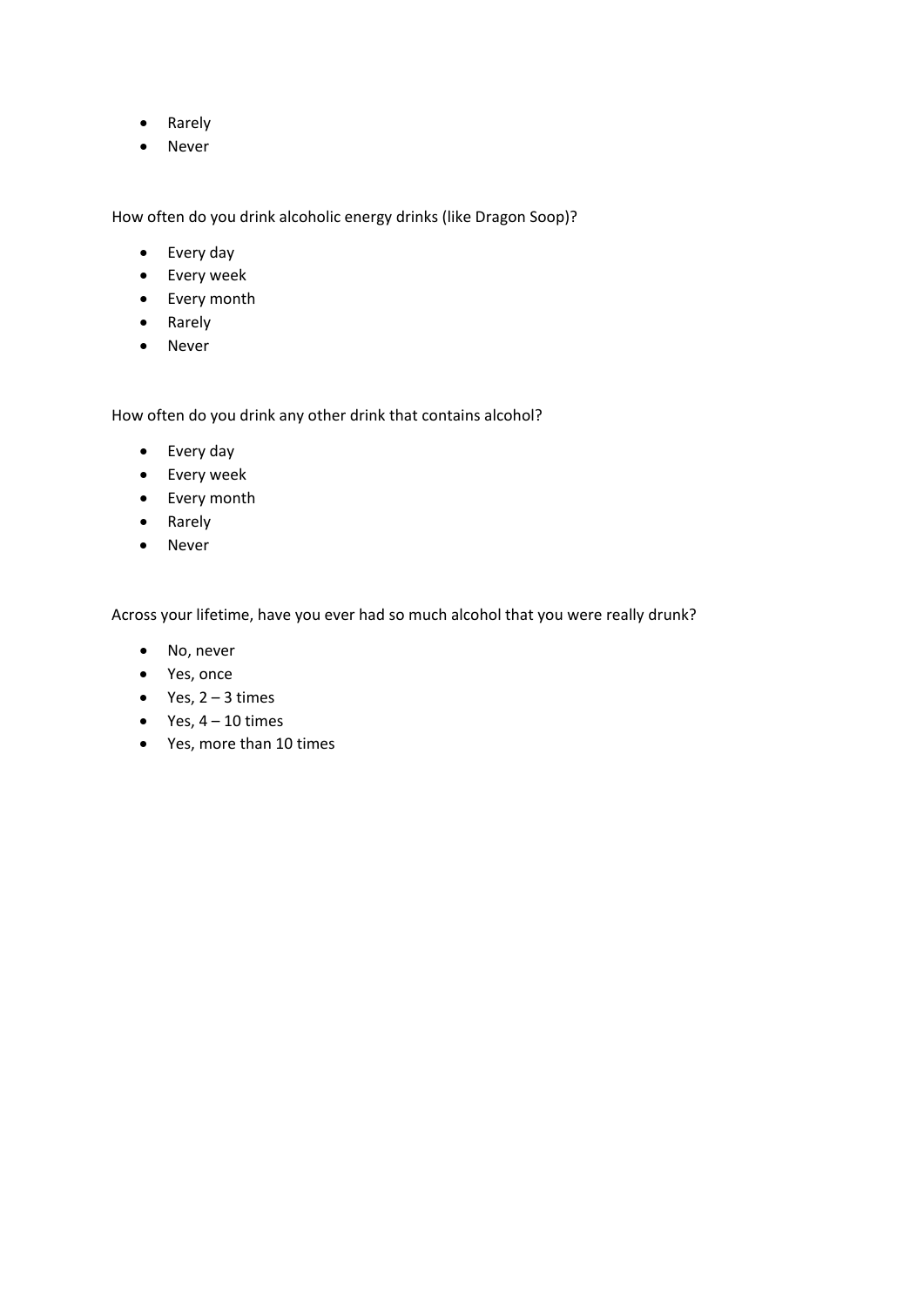- Rarely
- Never

How often do you drink alcoholic energy drinks (like Dragon Soop)?

- Every day
- Every week
- Every month
- Rarely
- Never

How often do you drink any other drink that contains alcohol?

- Every day
- Every week
- Every month
- Rarely
- Never

Across your lifetime, have you ever had so much alcohol that you were really drunk?

- No, never
- Yes, once
- Yes, 2 – 3 times
- Yes, 4 – 10 times
- Yes, more than 10 times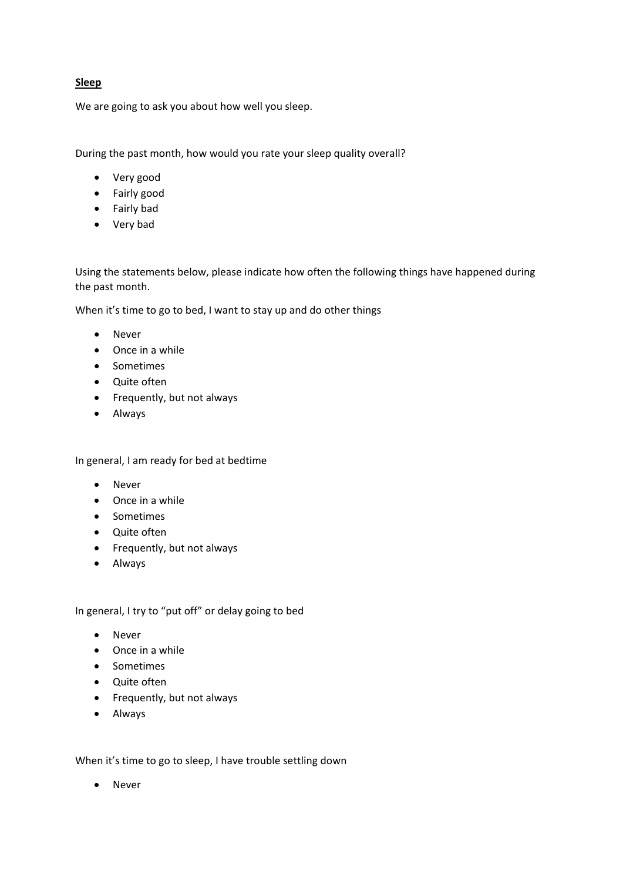**Sleep**

We are going to ask you about how well you sleep.

During the past month, how would you rate your sleep quality overall?

- Very good
- Fairly good
- Fairly bad
- Very bad

Using the statements below, please indicate how often the following things have happened during the past month.

When it's time to go to bed, I want to stay up and do other things

- Never
- Once in a while
- Sometimes
- Quite often
- Frequently, but not always
- Always

In general, I am ready for bed at bedtime

- Never
- Once in a while
- Sometimes
- Quite often
- Frequently, but not always
- Always

In general, I try to "put off" or delay going to bed

- Never
- Once in a while
- Sometimes
- Quite often
- Frequently, but not always
- Always

When it's time to go to sleep, I have trouble settling down

- Never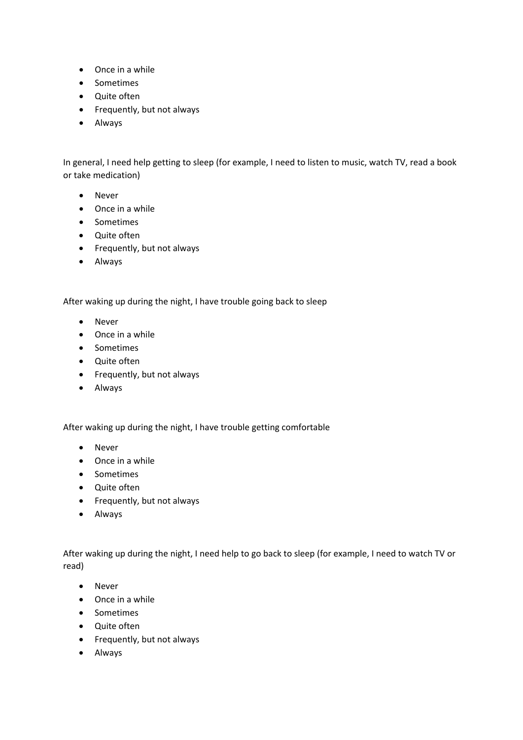- Once in a while
- Sometimes
- Quite often
- Frequently, but not always
- Always

In general, I need help getting to sleep (for example, I need to listen to music, watch TV, read a book or take medication)

- Never
- Once in a while
- Sometimes
- Quite often
- Frequently, but not always
- Always

After waking up during the night, I have trouble going back to sleep

- Never
- Once in a while
- Sometimes
- Quite often
- Frequently, but not always
- Always

After waking up during the night, I have trouble getting comfortable

- Never
- Once in a while
- Sometimes
- Quite often
- Frequently, but not always
- Always

After waking up during the night, I need help to go back to sleep (for example, I need to watch TV or read)

- Never
- Once in a while
- Sometimes
- Quite often
- Frequently, but not always
- Always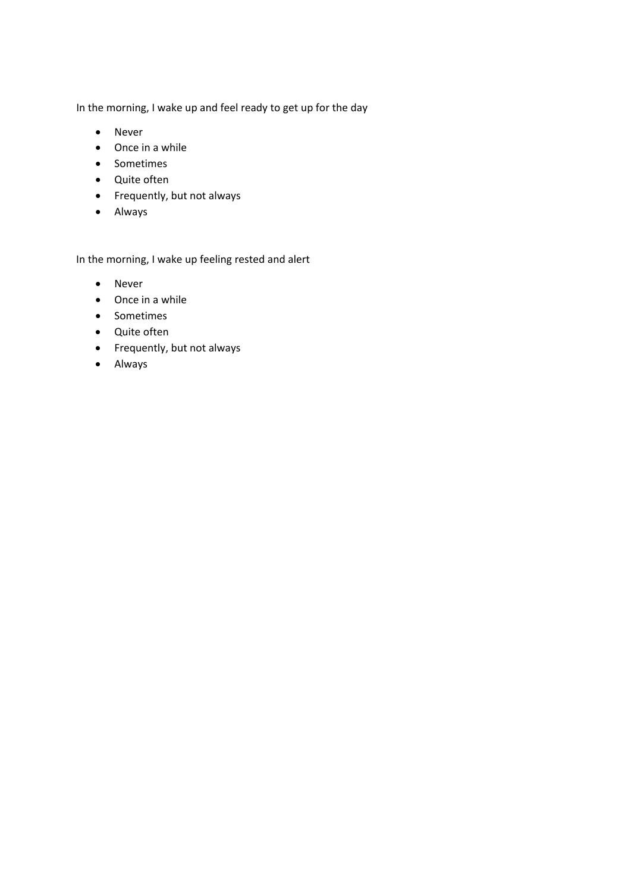In the morning, I wake up and feel ready to get up for the day

- Never
- Once in a while
- Sometimes
- Quite often
- Frequently, but not always
- Always

In the morning, I wake up feeling rested and alert

- Never
- Once in a while
- Sometimes
- Quite often
- Frequently, but not always
- Always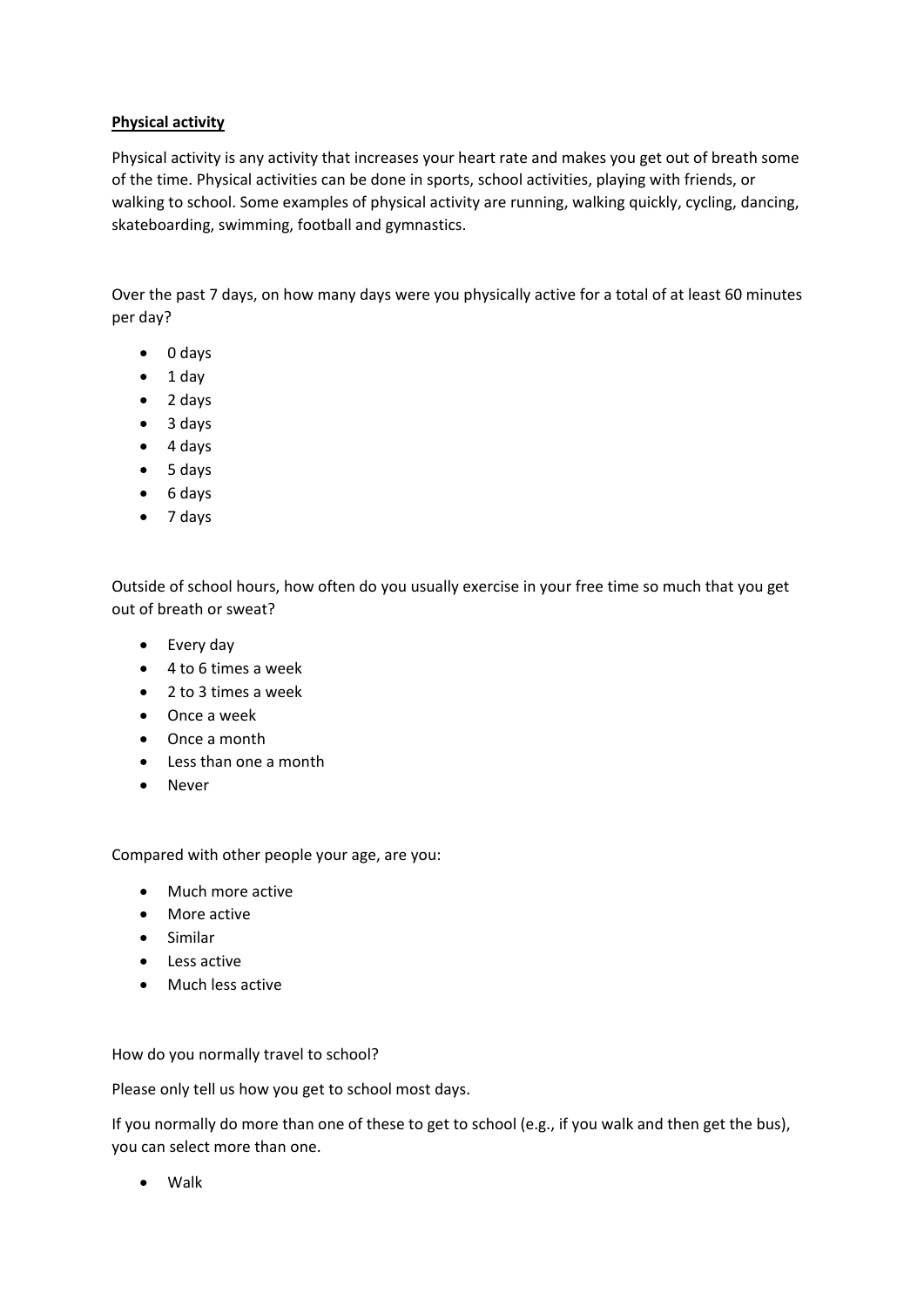**Physical activity**

Physical activity is any activity that increases your heart rate and makes you get out of breath some of the time. Physical activities can be done in sports, school activities, playing with friends, or walking to school. Some examples of physical activity are running, walking quickly, cycling, dancing, skateboarding, swimming, football and gymnastics.

Over the past 7 days, on how many days were you physically active for a total of at least 60 minutes per day?

- 0 days
- 1 day
- 2 days
- 3 days
- 4 days
- 5 days
- 6 days
- 7 days

Outside of school hours, how often do you usually exercise in your free time so much that you get out of breath or sweat?

- Every day
- 4 to 6 times a week
- 2 to 3 times a week
- Once a week
- Once a month
- Less than one a month
- Never

Compared with other people your age, are you:

- Much more active
- More active
- Similar
- Less active
- Much less active

How do you normally travel to school?

Please only tell us how you get to school most days.

If you normally do more than one of these to get to school (e.g., if you walk and then get the bus), you can select more than one.

- Walk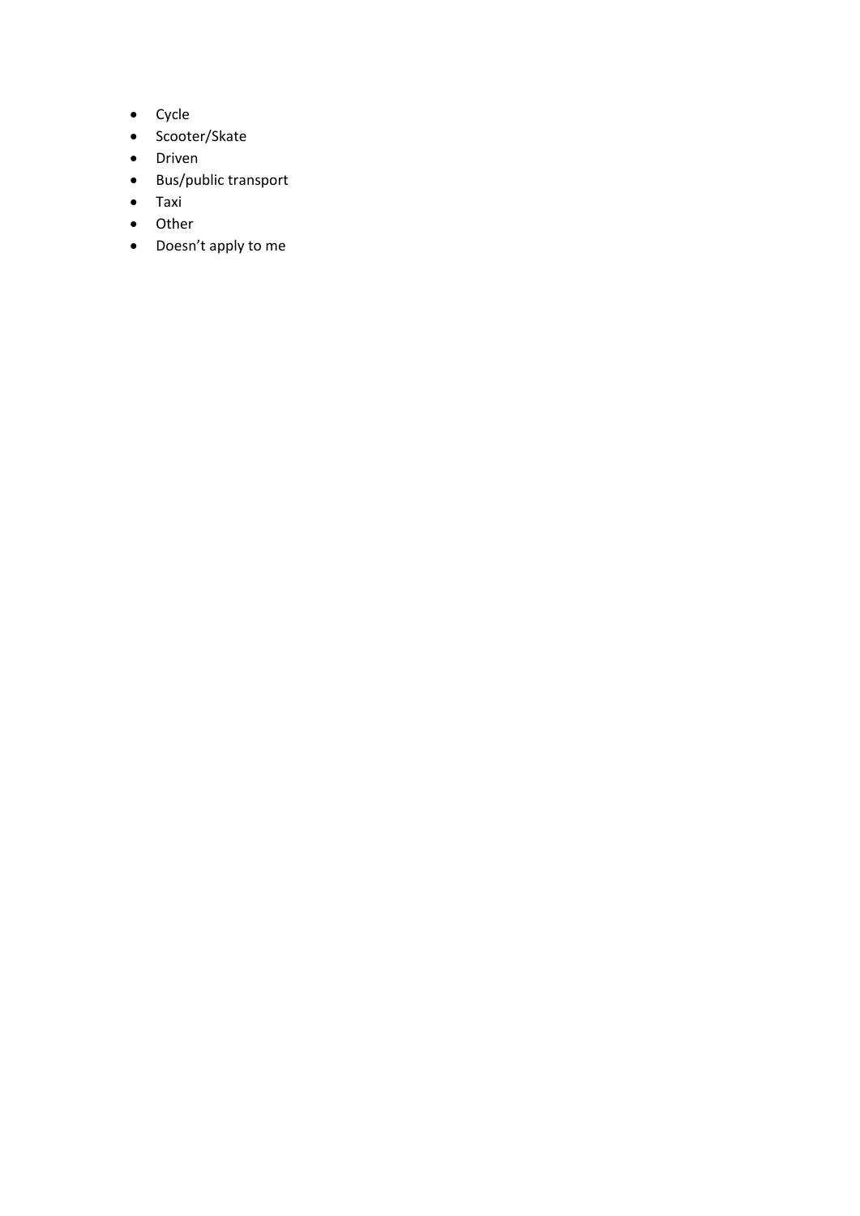- Cycle
- Scooter/Skate
- Driven
- Bus/public transport
- Taxi
- Other
- Doesn’t apply to me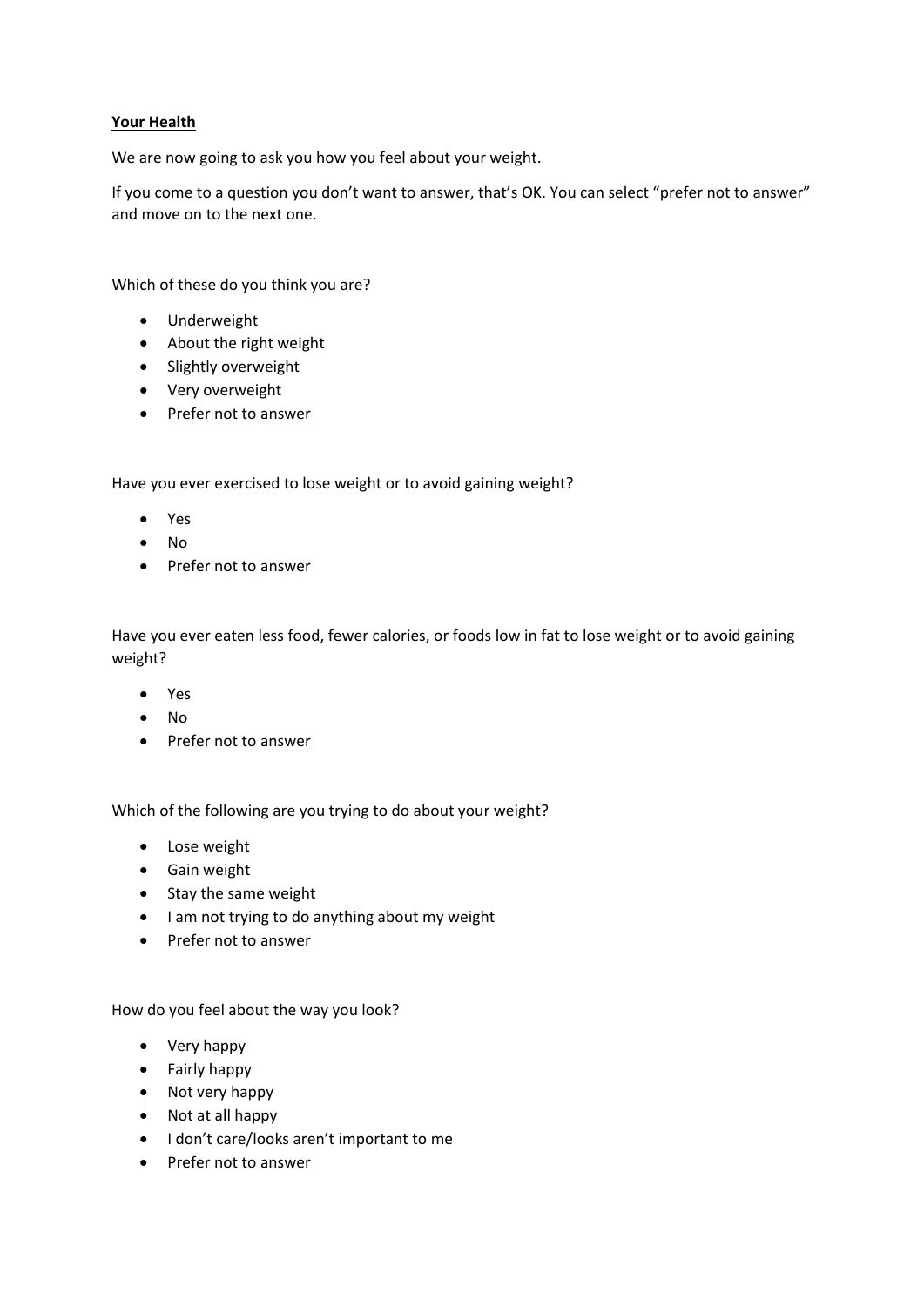**<u>Your Health</u>**

We are now going to ask you how you feel about your weight.

If you come to a question you don't want to answer, that's OK. You can select "prefer not to answer" and move on to the next one.

Which of these do you think you are?

- Underweight
- About the right weight
- Slightly overweight
- Very overweight
- Prefer not to answer

Have you ever exercised to lose weight or to avoid gaining weight?

- Yes
- No
- Prefer not to answer

Have you ever eaten less food, fewer calories, or foods low in fat to lose weight or to avoid gaining weight?

- Yes
- No
- Prefer not to answer

Which of the following are you trying to do about your weight?

- Lose weight
- Gain weight
- Stay the same weight
- I am not trying to do anything about my weight
- Prefer not to answer

How do you feel about the way you look?

- Very happy
- Fairly happy
- Not very happy
- Not at all happy
- I don't care/looks aren't important to me
- Prefer not to answer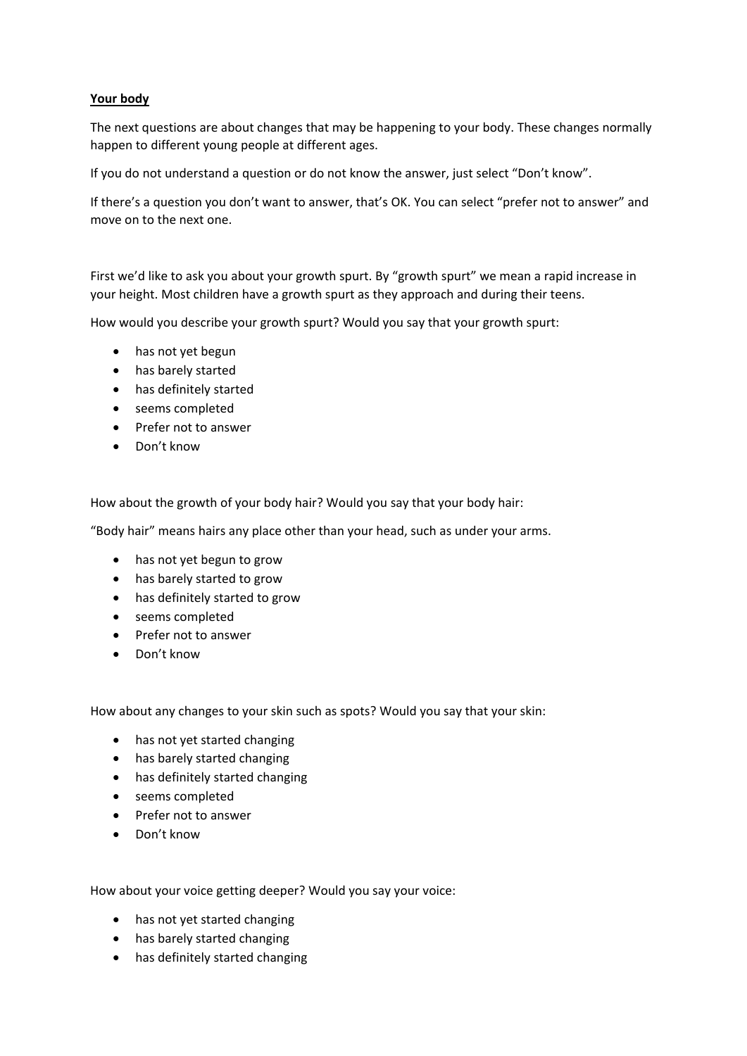**Your body**

The next questions are about changes that may be happening to your body. These changes normally happen to different young people at different ages.

If you do not understand a question or do not know the answer, just select "Don't know".

If there's a question you don't want to answer, that's OK. You can select "prefer not to answer" and move on to the next one.

First we'd like to ask you about your growth spurt. By "growth spurt" we mean a rapid increase in your height. Most children have a growth spurt as they approach and during their teens.

How would you describe your growth spurt? Would you say that your growth spurt:

- has not yet begun
- has barely started
- has definitely started
- seems completed
- Prefer not to answer
- Don't know

How about the growth of your body hair? Would you say that your body hair:

"Body hair" means hairs any place other than your head, such as under your arms.

- has not yet begun to grow
- has barely started to grow
- has definitely started to grow
- seems completed
- Prefer not to answer
- Don't know

How about any changes to your skin such as spots? Would you say that your skin:

- has not yet started changing
- has barely started changing
- has definitely started changing
- seems completed
- Prefer not to answer
- Don't know

How about your voice getting deeper? Would you say your voice:

- has not yet started changing
- has barely started changing
- has definitely started changing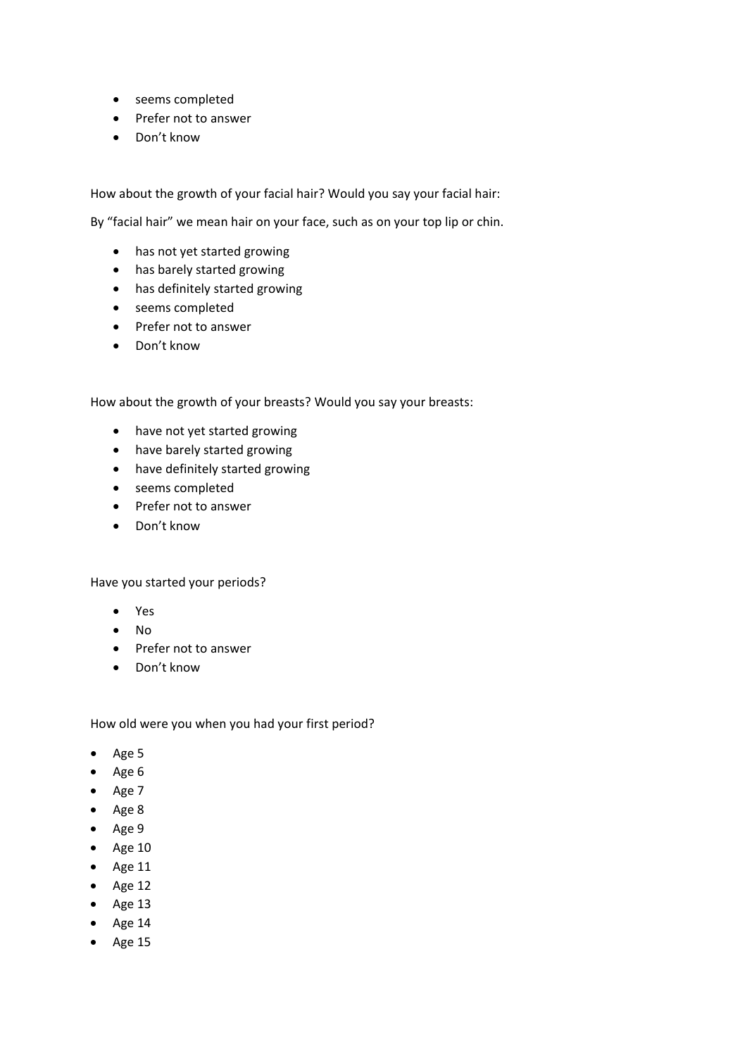- seems completed
- Prefer not to answer
- Don't know

How about the growth of your facial hair? Would you say your facial hair:

By "facial hair" we mean hair on your face, such as on your top lip or chin.

- has not yet started growing
- has barely started growing
- has definitely started growing
- seems completed
- Prefer not to answer
- Don't know

How about the growth of your breasts? Would you say your breasts:

- have not yet started growing
- have barely started growing
- have definitely started growing
- seems completed
- Prefer not to answer
- Don't know

Have you started your periods?

- Yes
- No
- Prefer not to answer
- Don't know

How old were you when you had your first period?

- Age 5
- Age 6
- Age 7
- Age 8
- Age 9
- Age 10
- Age 11
- Age 12
- Age 13
- Age 14
- Age 15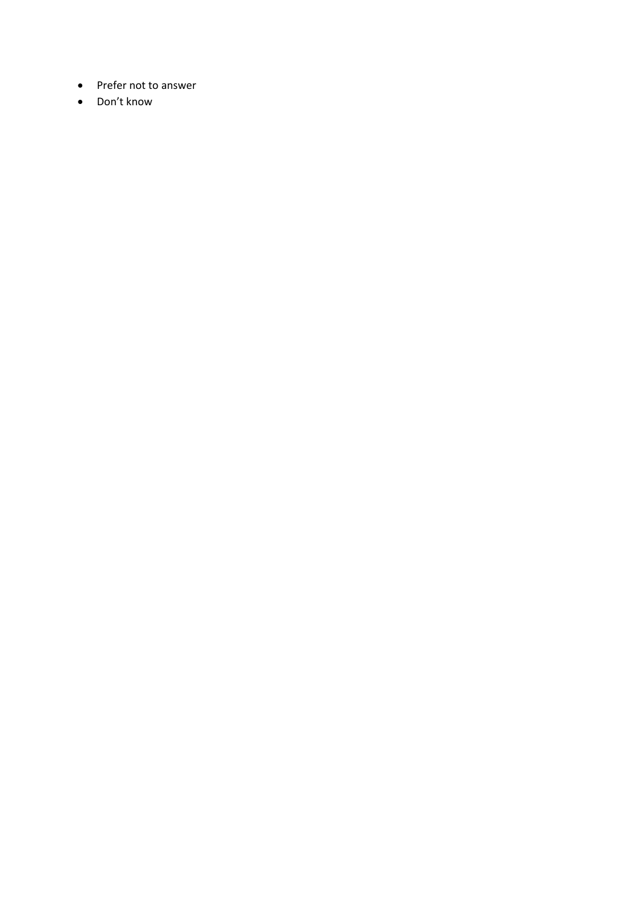- Prefer not to answer
- Don’t know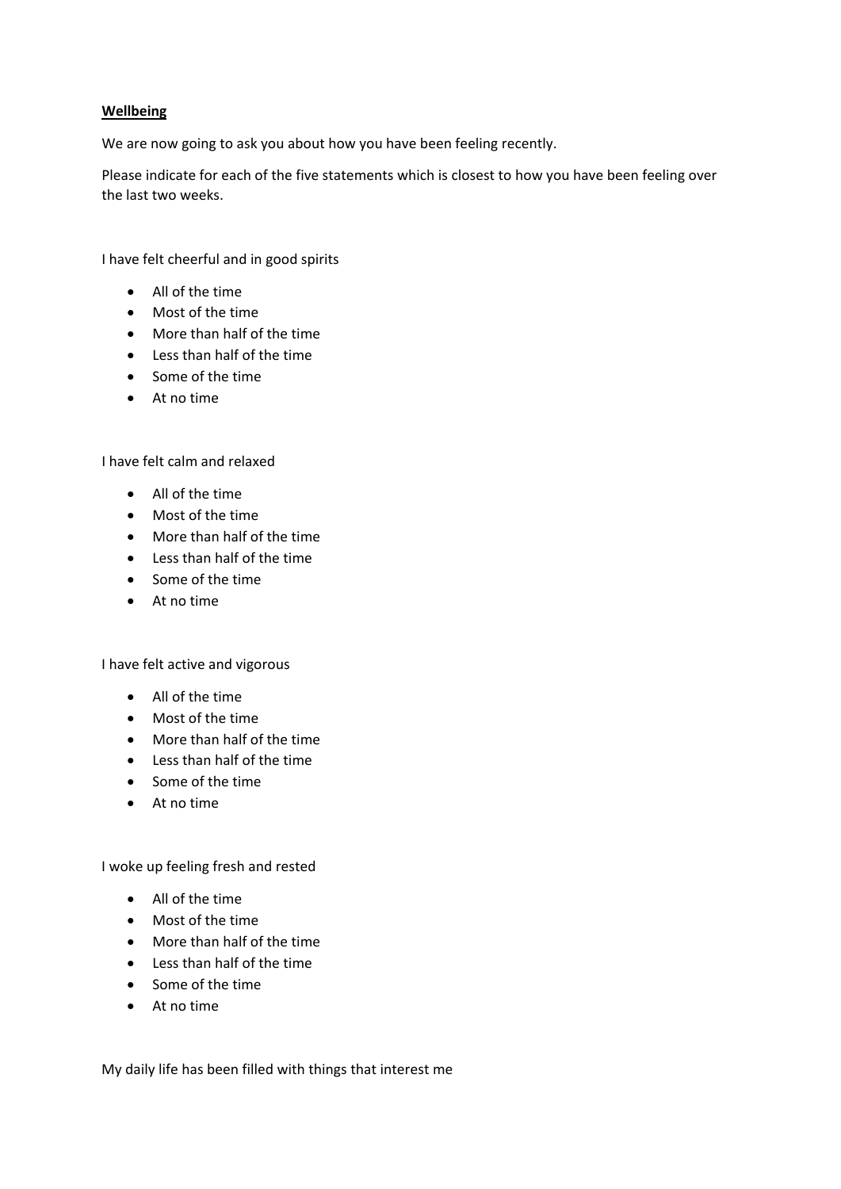**Wellbeing**

We are now going to ask you about how you have been feeling recently.

Please indicate for each of the five statements which is closest to how you have been feeling over the last two weeks.

I have felt cheerful and in good spirits

- All of the time
- Most of the time
- More than half of the time
- Less than half of the time
- Some of the time
- At no time

I have felt calm and relaxed

- All of the time
- Most of the time
- More than half of the time
- Less than half of the time
- Some of the time
- At no time

I have felt active and vigorous

- All of the time
- Most of the time
- More than half of the time
- Less than half of the time
- Some of the time
- At no time

I woke up feeling fresh and rested

- All of the time
- Most of the time
- More than half of the time
- Less than half of the time
- Some of the time
- At no time

My daily life has been filled with things that interest me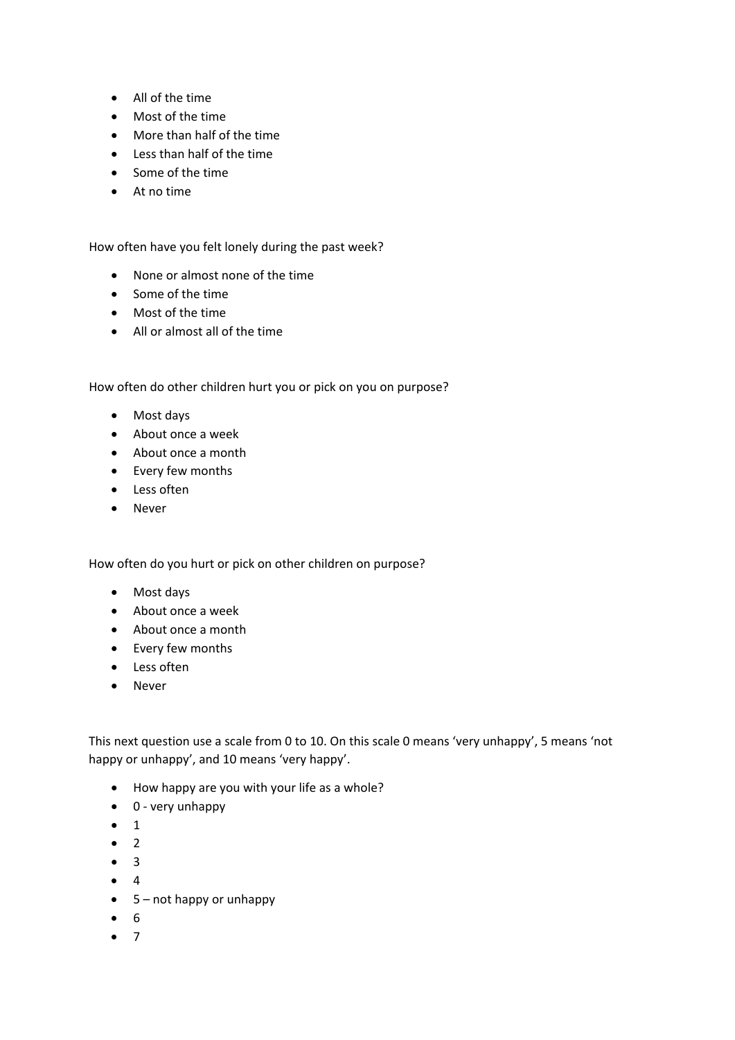- All of the time
- Most of the time
- More than half of the time
- Less than half of the time
- Some of the time
- At no time

How often have you felt lonely during the past week?

- None or almost none of the time
- Some of the time
- Most of the time
- All or almost all of the time

How often do other children hurt you or pick on you on purpose?

- Most days
- About once a week
- About once a month
- Every few months
- Less often
- Never

How often do you hurt or pick on other children on purpose?

- Most days
- About once a week
- About once a month
- Every few months
- Less often
- Never

This next question use a scale from 0 to 10. On this scale 0 means 'very unhappy', 5 means 'not happy or unhappy', and 10 means 'very happy'.

- How happy are you with your life as a whole?
- 0 - very unhappy
- 1
- 2
- 3
- 4
- 5 – not happy or unhappy
- 6
- 7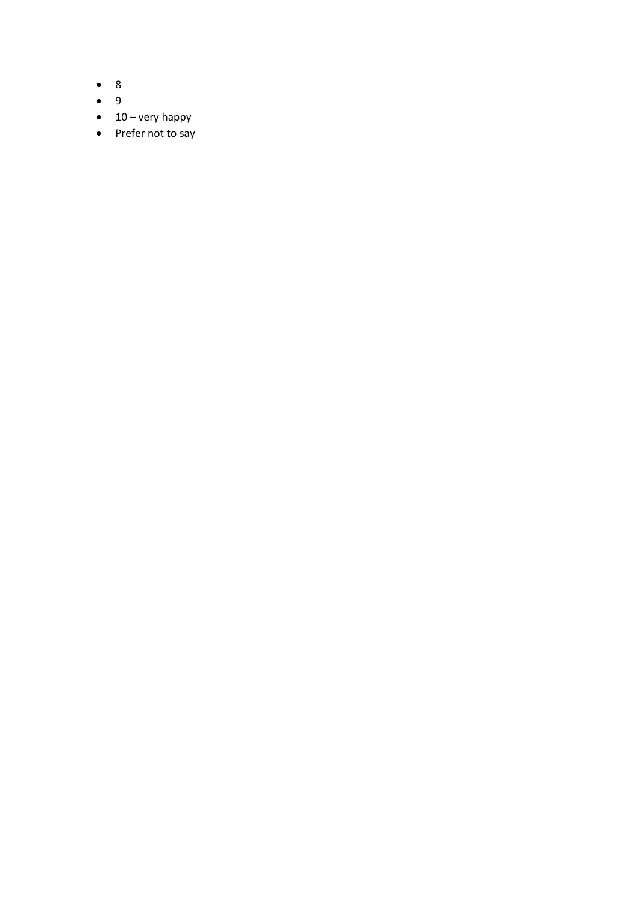- 8
- 9
- 10 – very happy
- Prefer not to say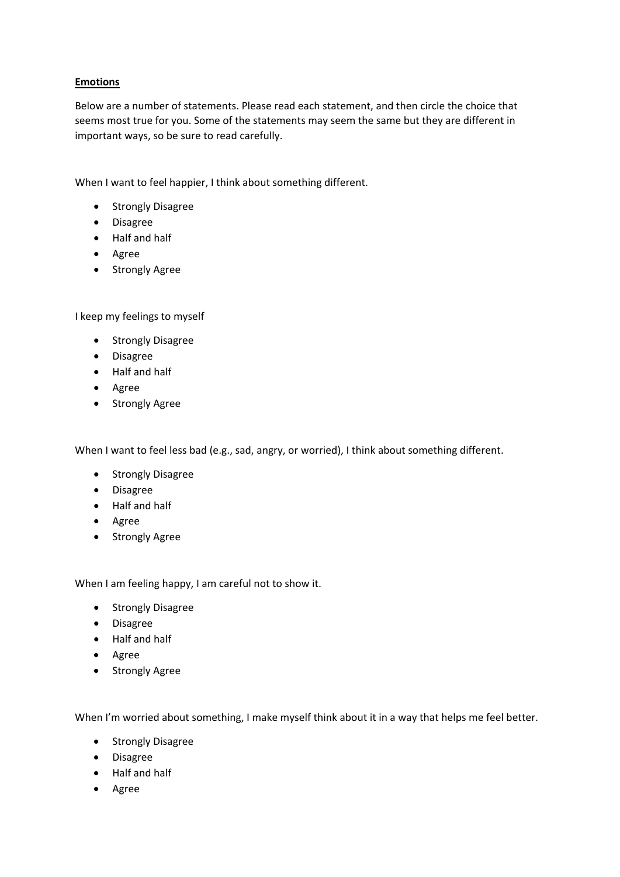**Emotions**

Below are a number of statements. Please read each statement, and then circle the choice that seems most true for you. Some of the statements may seem the same but they are different in important ways, so be sure to read carefully.

When I want to feel happier, I think about something different.

- Strongly Disagree
- Disagree
- Half and half
- Agree
- Strongly Agree

I keep my feelings to myself

- Strongly Disagree
- Disagree
- Half and half
- Agree
- Strongly Agree

When I want to feel less bad (e.g., sad, angry, or worried), I think about something different.

- Strongly Disagree
- Disagree
- Half and half
- Agree
- Strongly Agree

When I am feeling happy, I am careful not to show it.

- Strongly Disagree
- Disagree
- Half and half
- Agree
- Strongly Agree

When I'm worried about something, I make myself think about it in a way that helps me feel better.

- Strongly Disagree
- Disagree
- Half and half
- Agree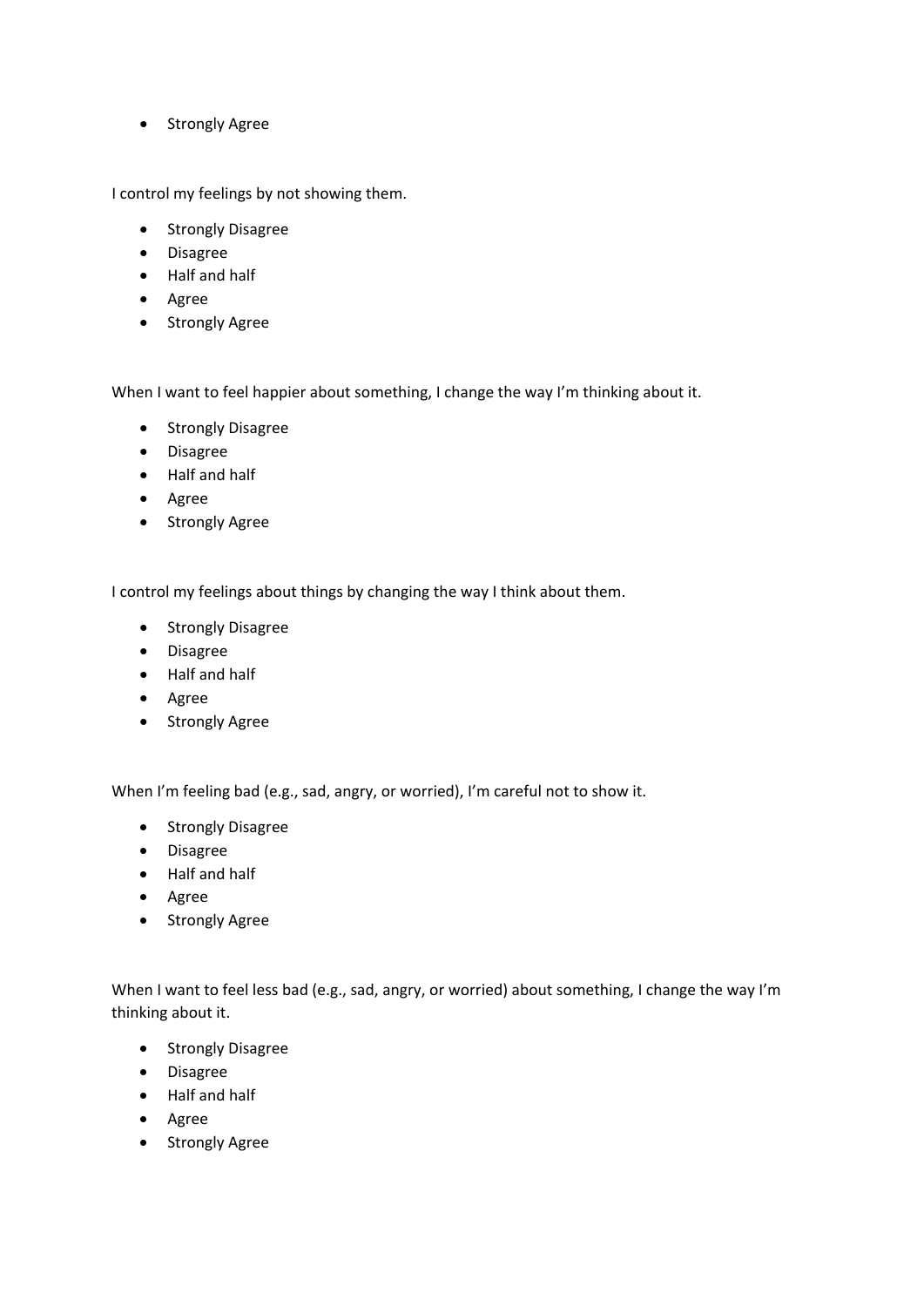- Strongly Agree

I control my feelings by not showing them.

- Strongly Disagree
- Disagree
- Half and half
- Agree
- Strongly Agree

When I want to feel happier about something, I change the way I'm thinking about it.

- Strongly Disagree
- Disagree
- Half and half
- Agree
- Strongly Agree

I control my feelings about things by changing the way I think about them.

- Strongly Disagree
- Disagree
- Half and half
- Agree
- Strongly Agree

When I'm feeling bad (e.g., sad, angry, or worried), I'm careful not to show it.

- Strongly Disagree
- Disagree
- Half and half
- Agree
- Strongly Agree

When I want to feel less bad (e.g., sad, angry, or worried) about something, I change the way I'm thinking about it.

- Strongly Disagree
- Disagree
- Half and half
- Agree
- Strongly Agree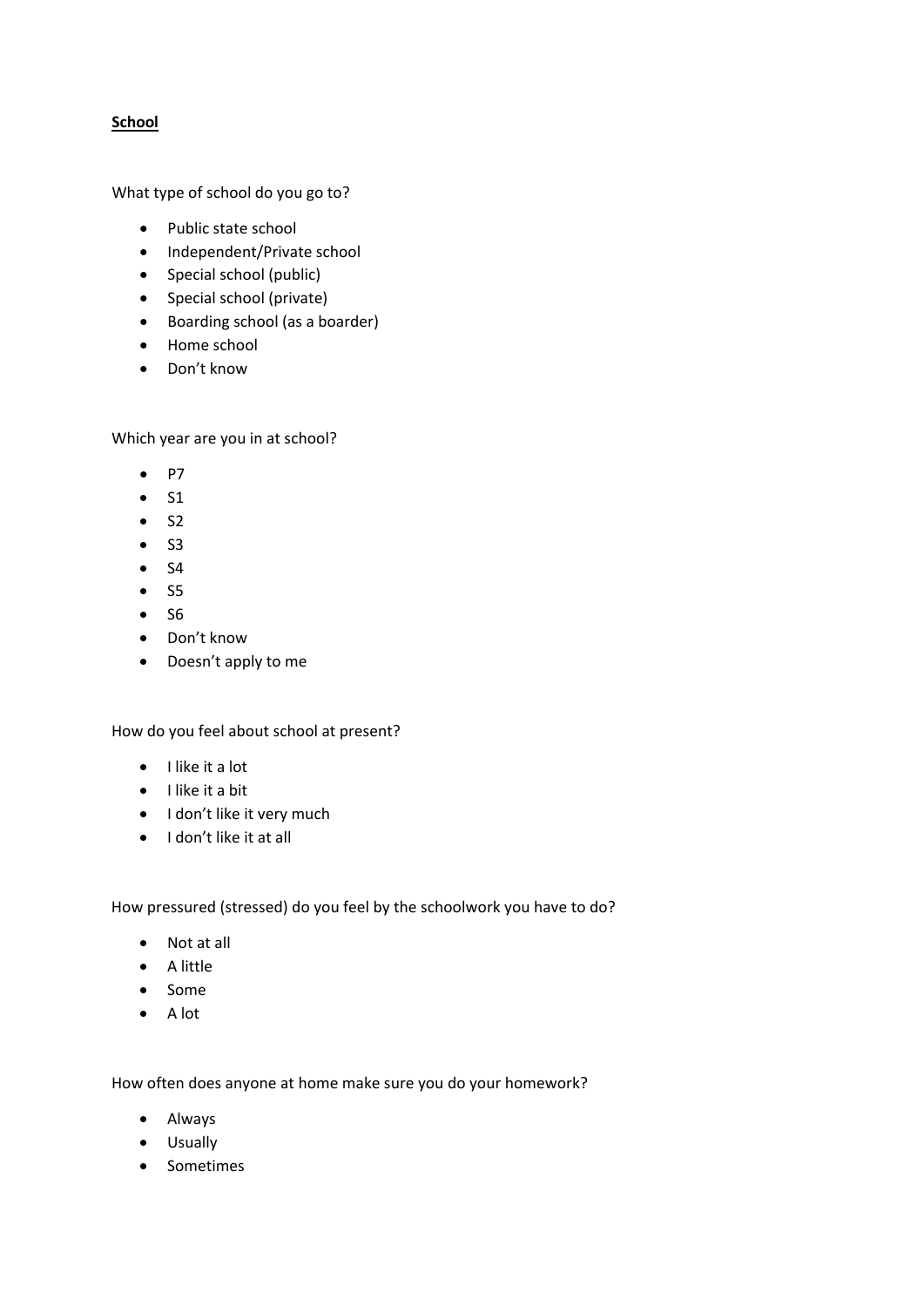**School**

What type of school do you go to?

- Public state school
- Independent/Private school
- Special school (public)
- Special school (private)
- Boarding school (as a boarder)
- Home school
- Don't know

Which year are you in at school?

- P7
- S1
- S2
- S3
- S4
- S5
- S6
- Don't know
- Doesn't apply to me

How do you feel about school at present?

- I like it a lot
- I like it a bit
- I don't like it very much
- I don't like it at all

How pressured (stressed) do you feel by the schoolwork you have to do?

- Not at all
- A little
- Some
- A lot

How often does anyone at home make sure you do your homework?

- Always
- Usually
- Sometimes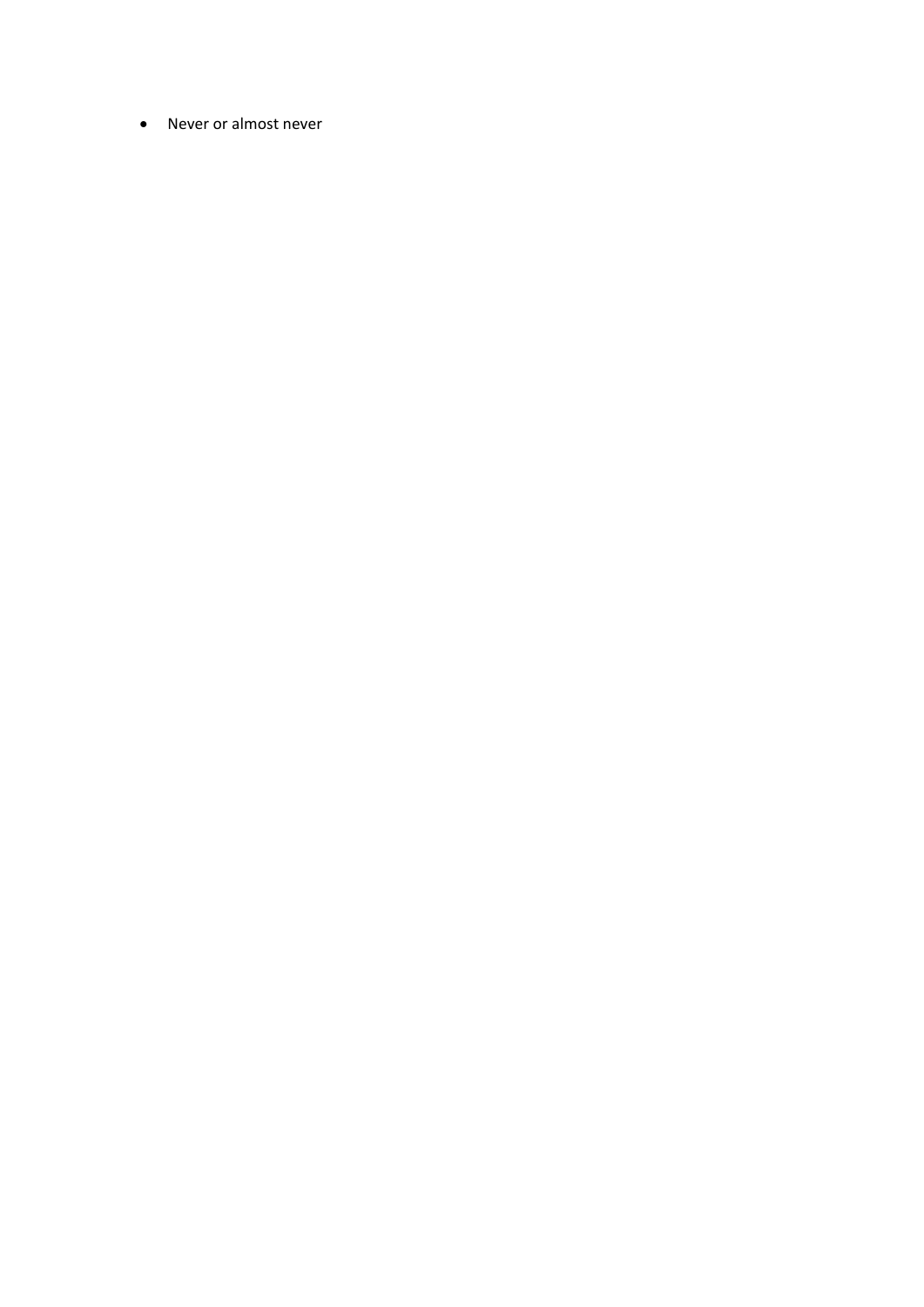- Never or almost never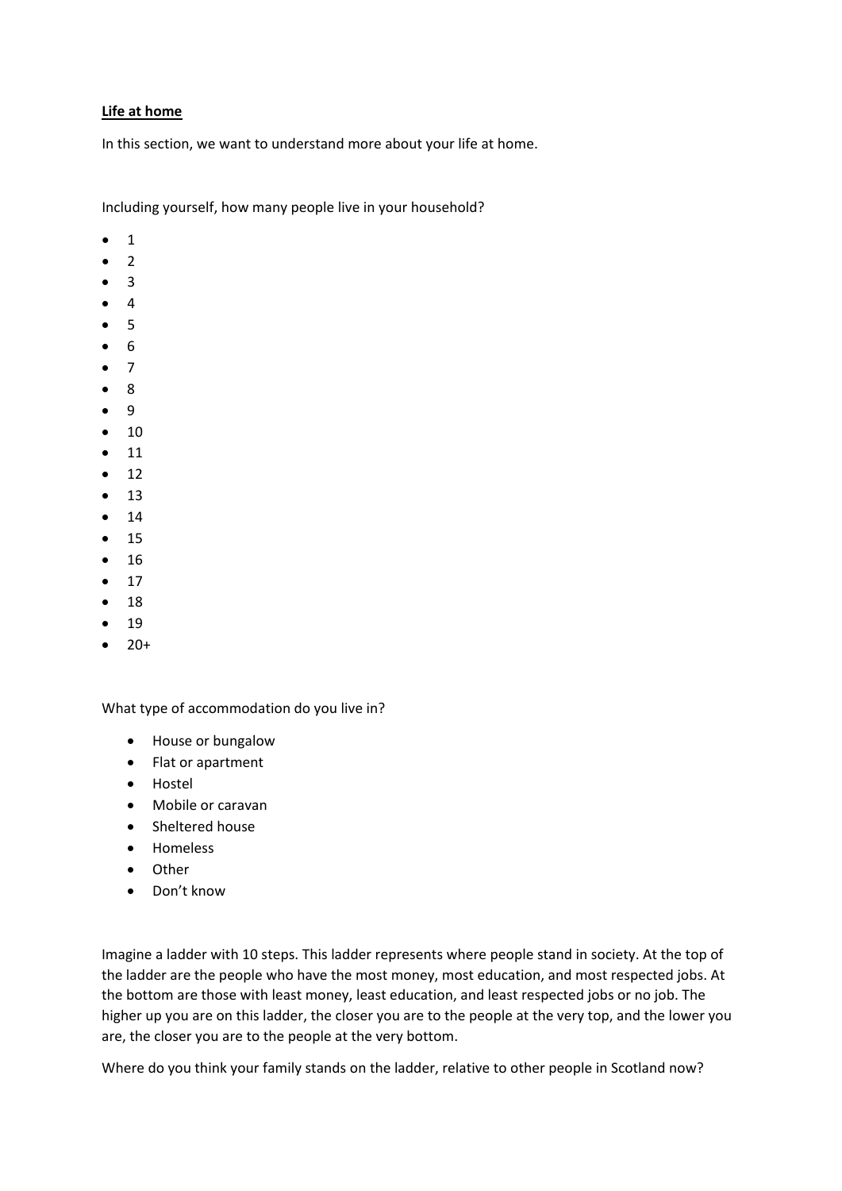**<u>Life at home</u>**

In this section, we want to understand more about your life at home.

Including yourself, how many people live in your household?

- 1
- 2
- 3
- 4
- 5
- 6
- 7
- 8
- 9
- 10
- 11
- 12
- 13
- 14
- 15
- 16
- 17
- 18
- 19
- 20+

What type of accommodation do you live in?

- House or bungalow
- Flat or apartment
- Hostel
- Mobile or caravan
- Sheltered house
- Homeless
- Other
- Don't know

Imagine a ladder with 10 steps. This ladder represents where people stand in society. At the top of the ladder are the people who have the most money, most education, and most respected jobs. At the bottom are those with least money, least education, and least respected jobs or no job. The higher up you are on this ladder, the closer you are to the people at the very top, and the lower you are, the closer you are to the people at the very bottom.

Where do you think your family stands on the ladder, relative to other people in Scotland now?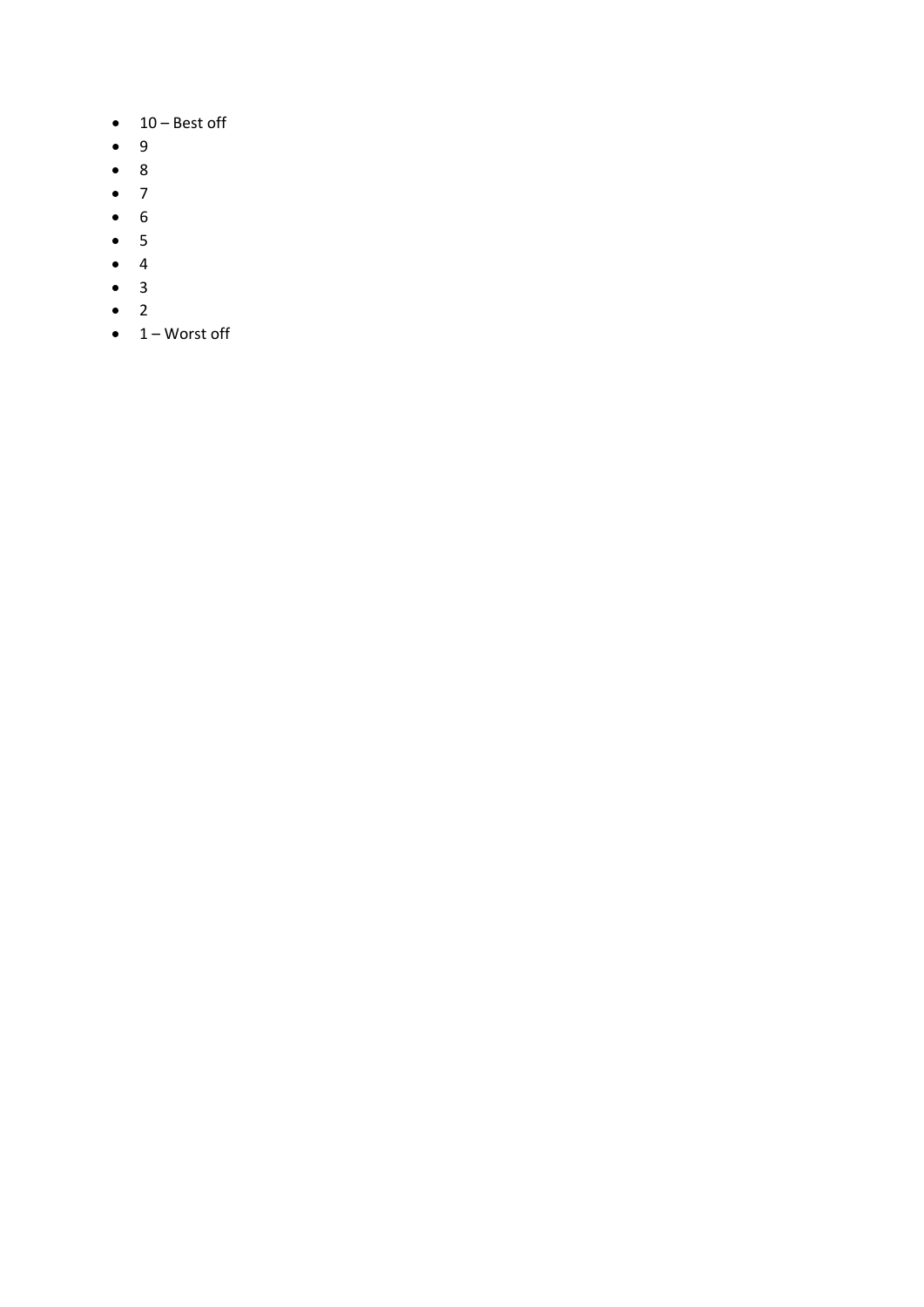- 10 – Best off
- 9
- 8
- 7
- 6
- 5
- 4
- 3
- 2
- 1 – Worst off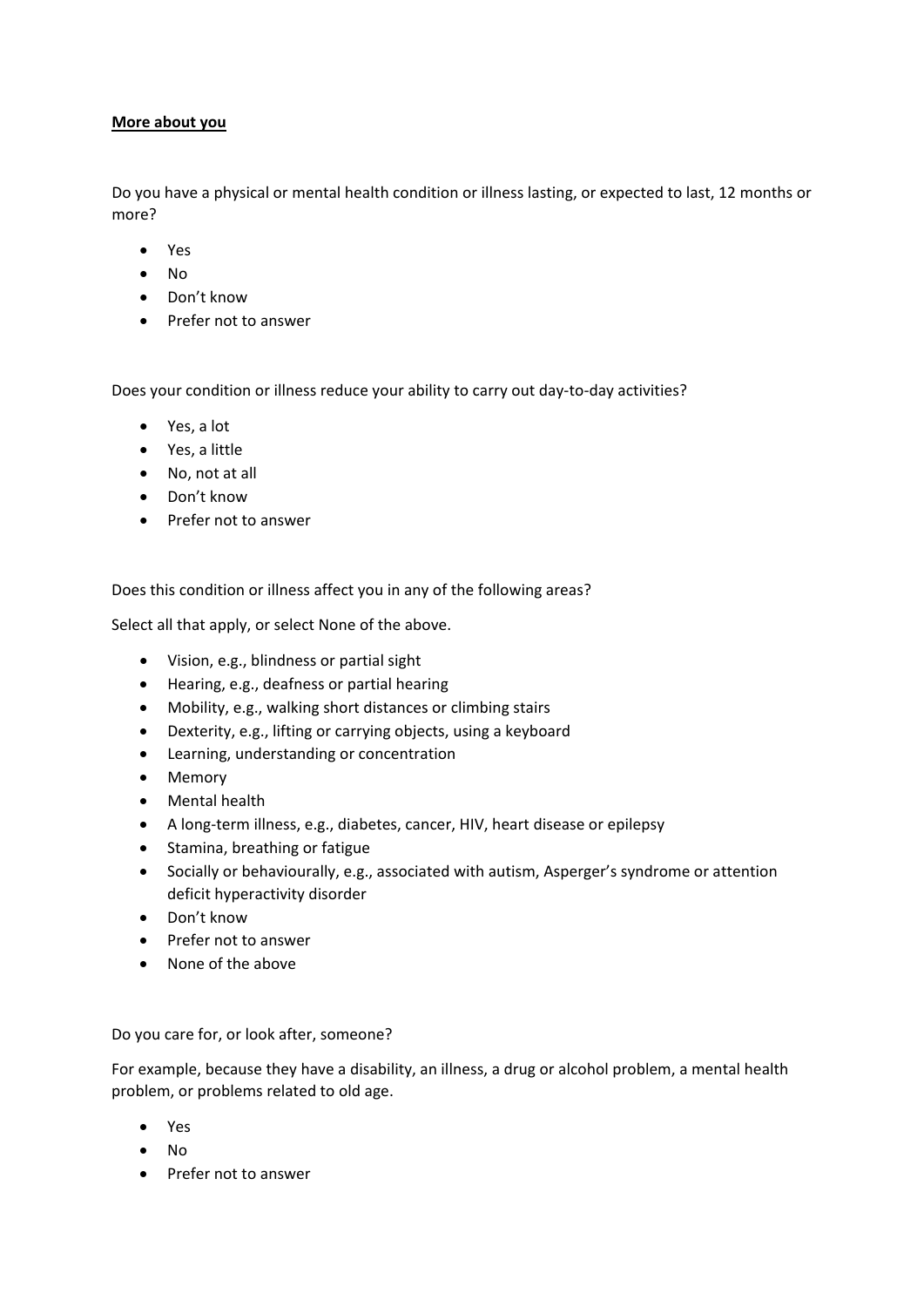**More about you**

Do you have a physical or mental health condition or illness lasting, or expected to last, 12 months or more?

- Yes
- No
- Don't know
- Prefer not to answer

Does your condition or illness reduce your ability to carry out day-to-day activities?

- Yes, a lot
- Yes, a little
- No, not at all
- Don't know
- Prefer not to answer

Does this condition or illness affect you in any of the following areas?

Select all that apply, or select None of the above.

- Vision, e.g., blindness or partial sight
- Hearing, e.g., deafness or partial hearing
- Mobility, e.g., walking short distances or climbing stairs
- Dexterity, e.g., lifting or carrying objects, using a keyboard
- Learning, understanding or concentration
- Memory
- Mental health
- A long-term illness, e.g., diabetes, cancer, HIV, heart disease or epilepsy
- Stamina, breathing or fatigue
- Socially or behaviourally, e.g., associated with autism, Asperger's syndrome or attention deficit hyperactivity disorder
- Don't know
- Prefer not to answer
- None of the above

Do you care for, or look after, someone?

For example, because they have a disability, an illness, a drug or alcohol problem, a mental health problem, or problems related to old age.

- Yes
- No
- Prefer not to answer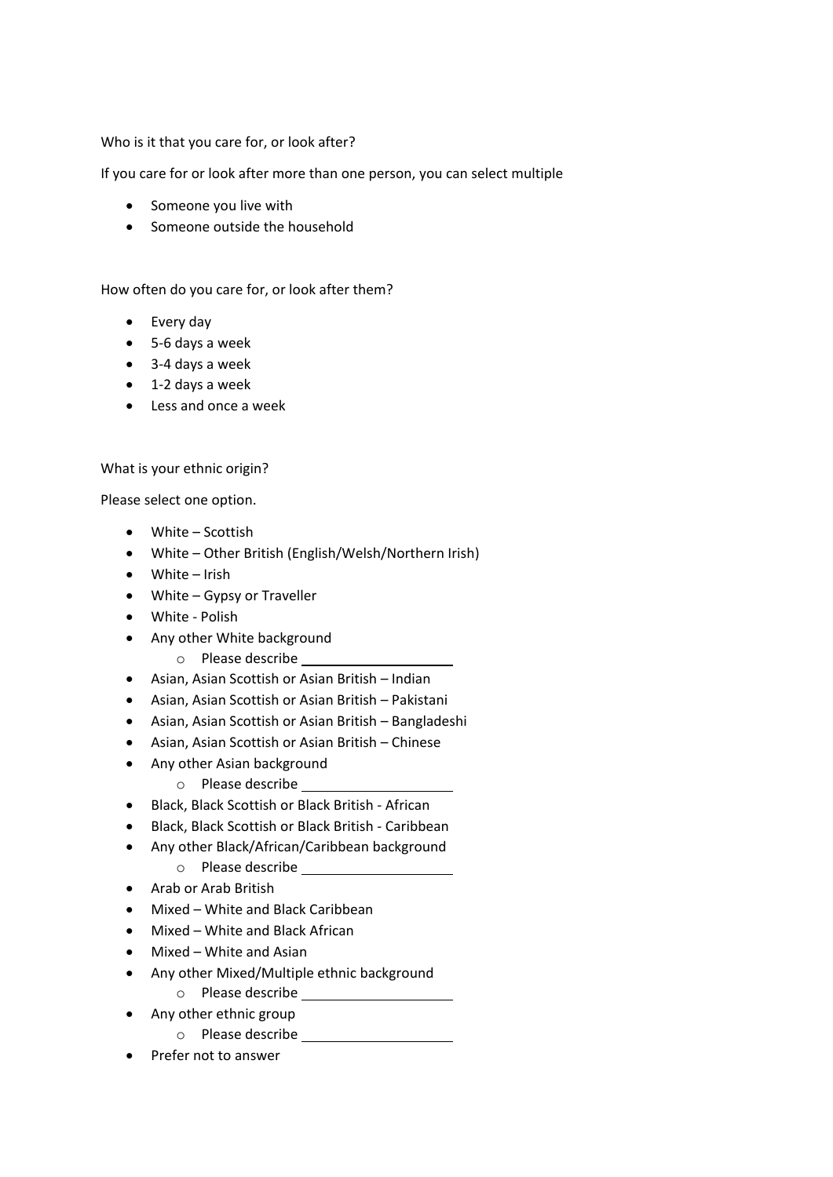Who is it that you care for, or look after?

If you care for or look after more than one person, you can select multiple

- Someone you live with
- Someone outside the household

How often do you care for, or look after them?

- Every day
- 5-6 days a week
- 3-4 days a week
- 1-2 days a week
- Less and once a week

What is your ethnic origin?

Please select one option.

- White – Scottish
- White – Other British (English/Welsh/Northern Irish)
- White – Irish
- White – Gypsy or Traveller
- White - Polish
- Any other White background
    - Please describe ____________________
- Asian, Asian Scottish or Asian British – Indian
- Asian, Asian Scottish or Asian British – Pakistani
- Asian, Asian Scottish or Asian British – Bangladeshi
- Asian, Asian Scottish or Asian British – Chinese
- Any other Asian background
    - Please describe ____________________
- Black, Black Scottish or Black British - African
- Black, Black Scottish or Black British - Caribbean
- Any other Black/African/Caribbean background
    - Please describe ____________________
- Arab or Arab British
- Mixed – White and Black Caribbean
- Mixed – White and Black African
- Mixed – White and Asian
- Any other Mixed/Multiple ethnic background
    - Please describe ____________________
- Any other ethnic group
    - Please describe ____________________
- Prefer not to answer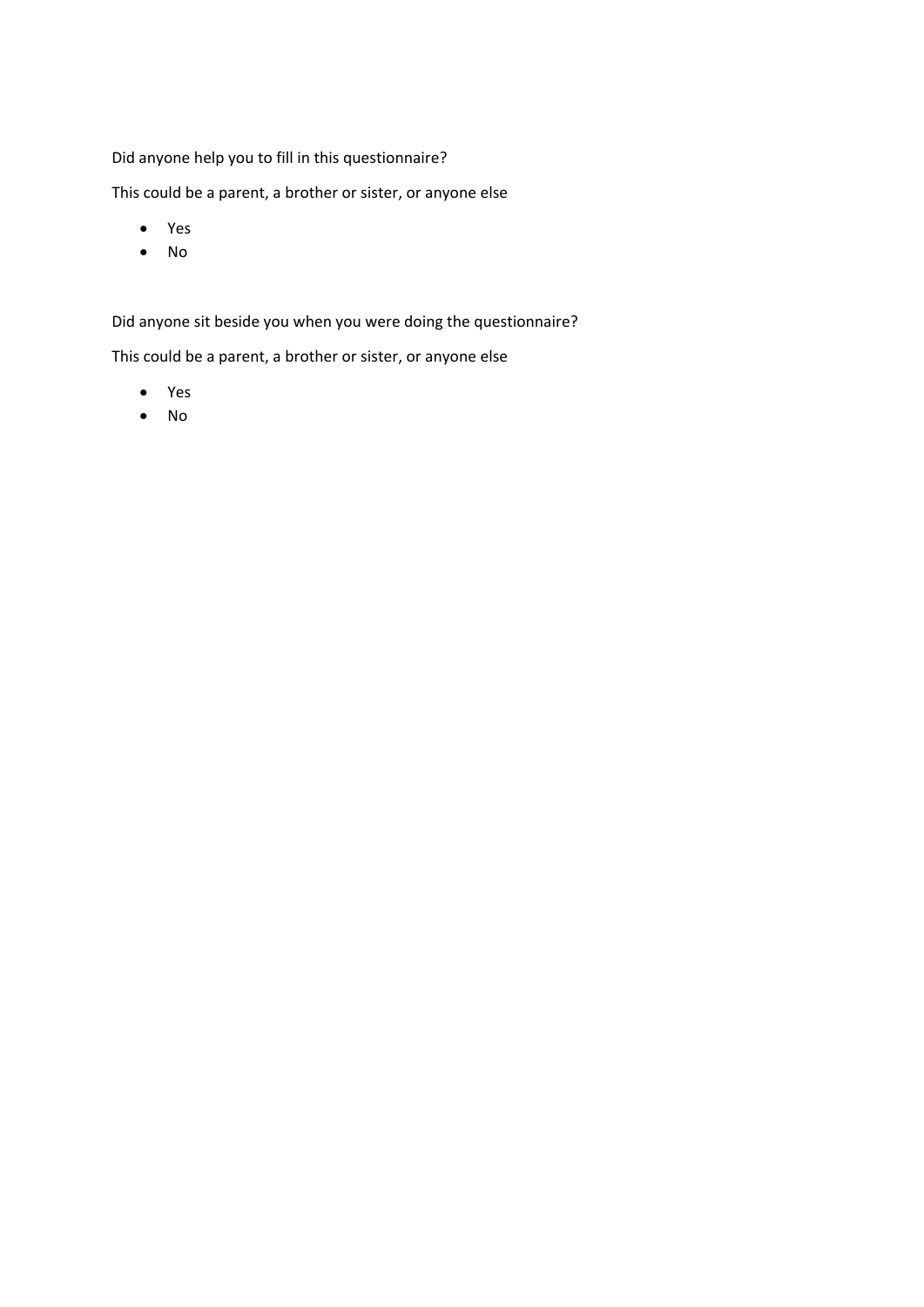Did anyone help you to fill in this questionnaire?

This could be a parent, a brother or sister, or anyone else

- Yes
- No

Did anyone sit beside you when you were doing the questionnaire?

This could be a parent, a brother or sister, or anyone else

- Yes
- No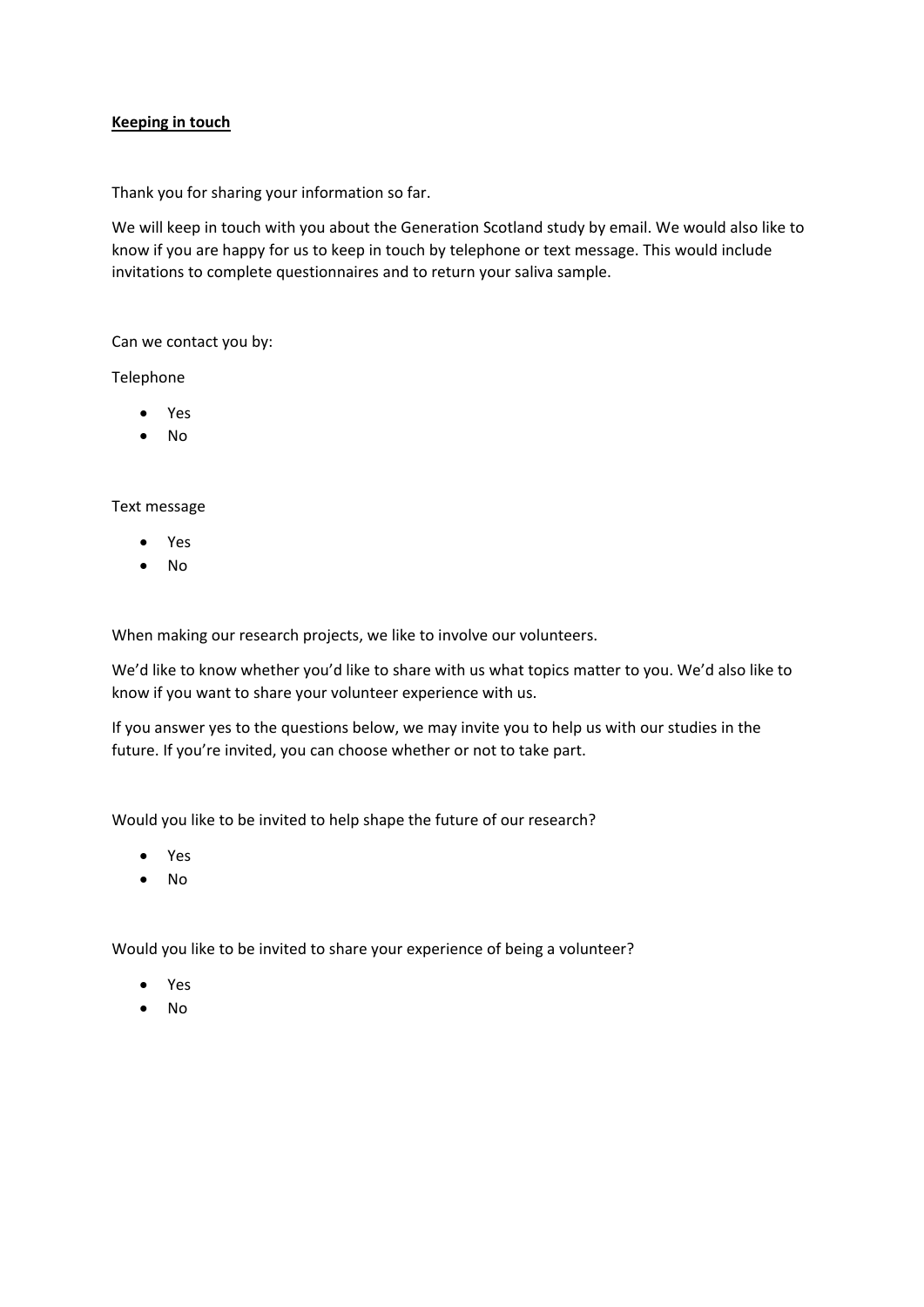**Keeping in touch**

Thank you for sharing your information so far.

We will keep in touch with you about the Generation Scotland study by email. We would also like to know if you are happy for us to keep in touch by telephone or text message. This would include invitations to complete questionnaires and to return your saliva sample.

Can we contact you by:

Telephone

- Yes
- No

Text message

- Yes
- No

When making our research projects, we like to involve our volunteers.

We'd like to know whether you'd like to share with us what topics matter to you. We'd also like to know if you want to share your volunteer experience with us.

If you answer yes to the questions below, we may invite you to help us with our studies in the future. If you're invited, you can choose whether or not to take part.

Would you like to be invited to help shape the future of our research?

- Yes
- No

Would you like to be invited to share your experience of being a volunteer?

- Yes
- No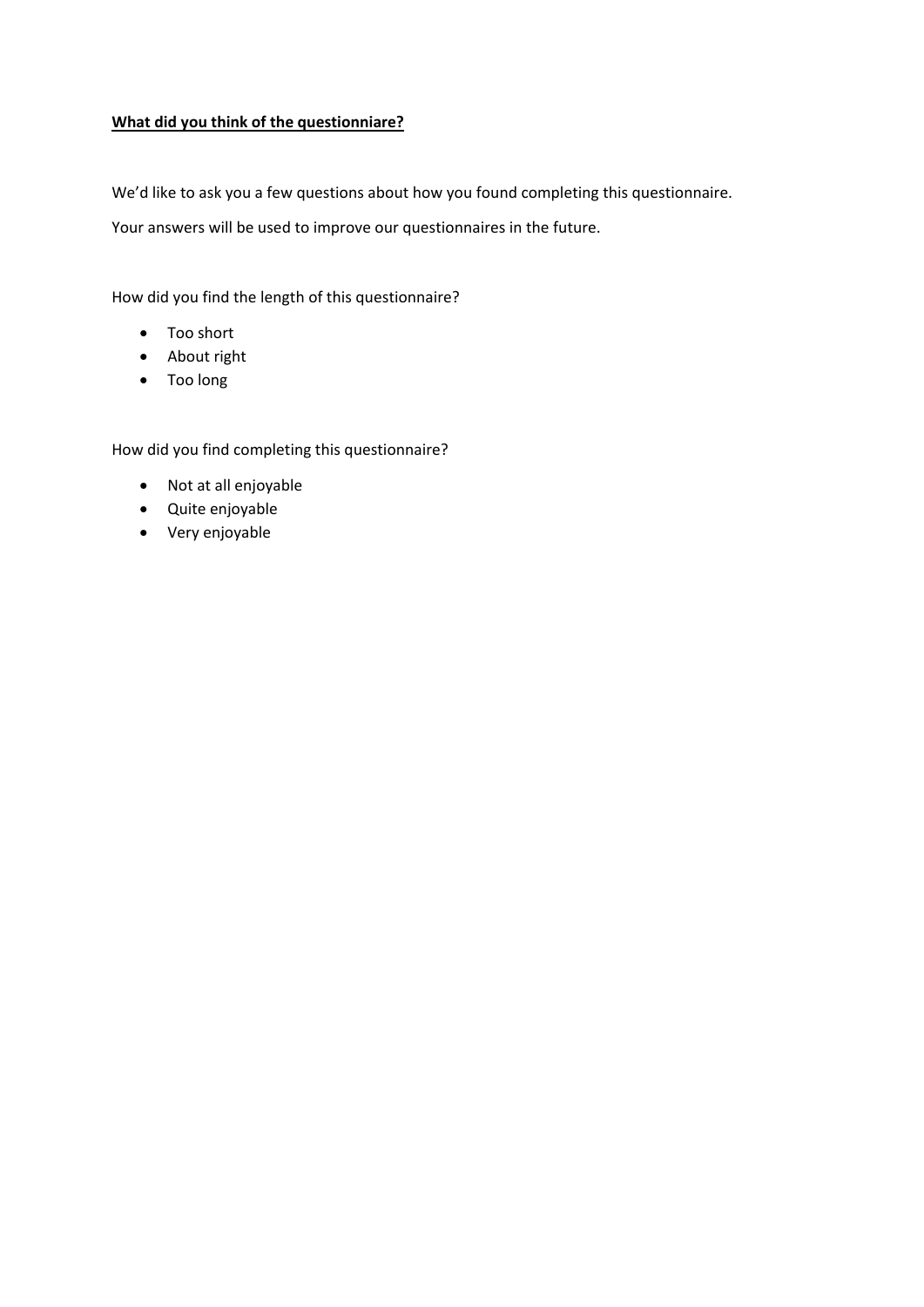**What did you think of the questionniare?**

We'd like to ask you a few questions about how you found completing this questionnaire.

Your answers will be used to improve our questionnaires in the future.

How did you find the length of this questionnaire?

- Too short
- About right
- Too long

How did you find completing this questionnaire?

- Not at all enjoyable
- Quite enjoyable
- Very enjoyable